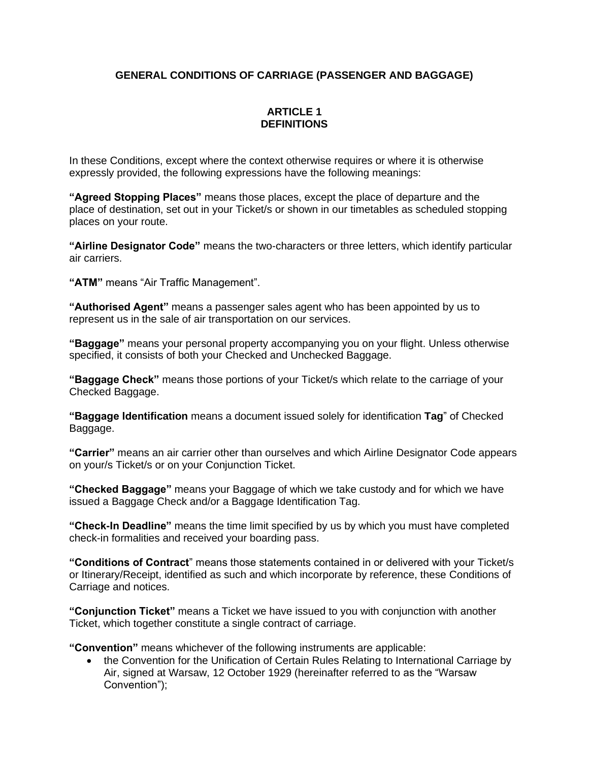# GENERAL CONDITIONS OF CARRIAGE (PASSENGER AND BAGGAGE)

## ARTICLE 1
## DEFINITIONS

In these Conditions, except where the context otherwise requires or where it is otherwise expressly provided, the following expressions have the following meanings:

**"Agreed Stopping Places"** means those places, except the place of departure and the place of destination, set out in your Ticket/s or shown in our timetables as scheduled stopping places on your route.

**"Airline Designator Code"** means the two-characters or three letters, which identify particular air carriers.

**"ATM"** means "Air Traffic Management".

**"Authorised Agent"** means a passenger sales agent who has been appointed by us to represent us in the sale of air transportation on our services.

**"Baggage"** means your personal property accompanying you on your flight. Unless otherwise specified, it consists of both your Checked and Unchecked Baggage.

**"Baggage Check"** means those portions of your Ticket/s which relate to the carriage of your Checked Baggage.

**"Baggage Identification** means a document issued solely for identification **Tag**" of Checked Baggage.

**"Carrier"** means an air carrier other than ourselves and which Airline Designator Code appears on your/s Ticket/s or on your Conjunction Ticket.

**"Checked Baggage"** means your Baggage of which we take custody and for which we have issued a Baggage Check and/or a Baggage Identification Tag.

**"Check-In Deadline"** means the time limit specified by us by which you must have completed check-in formalities and received your boarding pass.

**"Conditions of Contract**" means those statements contained in or delivered with your Ticket/s or Itinerary/Receipt, identified as such and which incorporate by reference, these Conditions of Carriage and notices.

**"Conjunction Ticket"** means a Ticket we have issued to you with conjunction with another Ticket, which together constitute a single contract of carriage.

**"Convention"** means whichever of the following instruments are applicable:

- the Convention for the Unification of Certain Rules Relating to International Carriage by Air, signed at Warsaw, 12 October 1929 (hereinafter referred to as the "Warsaw Convention");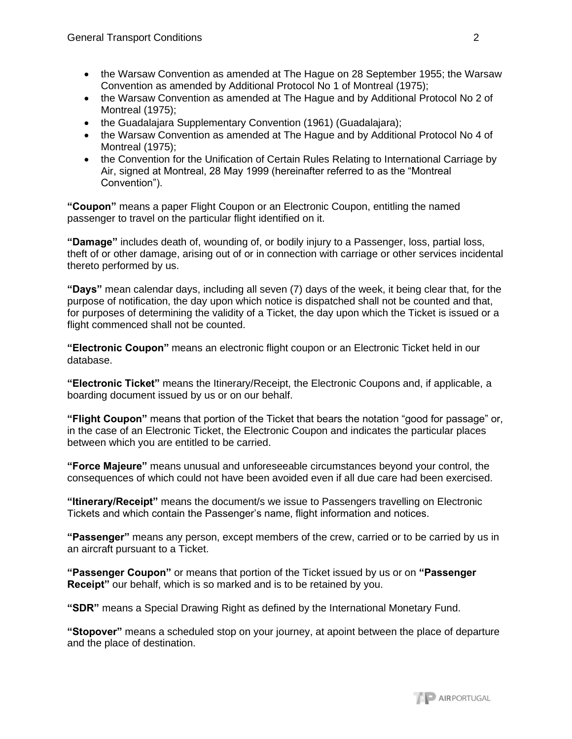- the Warsaw Convention as amended at The Hague on 28 September 1955; the Warsaw Convention as amended by Additional Protocol No 1 of Montreal (1975);
- the Warsaw Convention as amended at The Hague and by Additional Protocol No 2 of Montreal (1975);
- the Guadalajara Supplementary Convention (1961) (Guadalajara);
- the Warsaw Convention as amended at The Hague and by Additional Protocol No 4 of Montreal (1975);
- the Convention for the Unification of Certain Rules Relating to International Carriage by Air, signed at Montreal, 28 May 1999 (hereinafter referred to as the "Montreal Convention").

**"Coupon"** means a paper Flight Coupon or an Electronic Coupon, entitling the named passenger to travel on the particular flight identified on it.

**"Damage"** includes death of, wounding of, or bodily injury to a Passenger, loss, partial loss, theft of or other damage, arising out of or in connection with carriage or other services incidental thereto performed by us.

**"Days"** mean calendar days, including all seven (7) days of the week, it being clear that, for the purpose of notification, the day upon which notice is dispatched shall not be counted and that, for purposes of determining the validity of a Ticket, the day upon which the Ticket is issued or a flight commenced shall not be counted.

**"Electronic Coupon"** means an electronic flight coupon or an Electronic Ticket held in our database.

**"Electronic Ticket"** means the Itinerary/Receipt, the Electronic Coupons and, if applicable, a boarding document issued by us or on our behalf.

**"Flight Coupon"** means that portion of the Ticket that bears the notation "good for passage" or, in the case of an Electronic Ticket, the Electronic Coupon and indicates the particular places between which you are entitled to be carried.

**"Force Majeure"** means unusual and unforeseeable circumstances beyond your control, the consequences of which could not have been avoided even if all due care had been exercised.

**"Itinerary/Receipt"** means the document/s we issue to Passengers travelling on Electronic Tickets and which contain the Passenger's name, flight information and notices.

**"Passenger"** means any person, except members of the crew, carried or to be carried by us in an aircraft pursuant to a Ticket.

**"Passenger Coupon"** or means that portion of the Ticket issued by us or on **"Passenger Receipt"** our behalf, which is so marked and is to be retained by you.

**"SDR"** means a Special Drawing Right as defined by the International Monetary Fund.

**"Stopover"** means a scheduled stop on your journey, at apoint between the place of departure and the place of destination.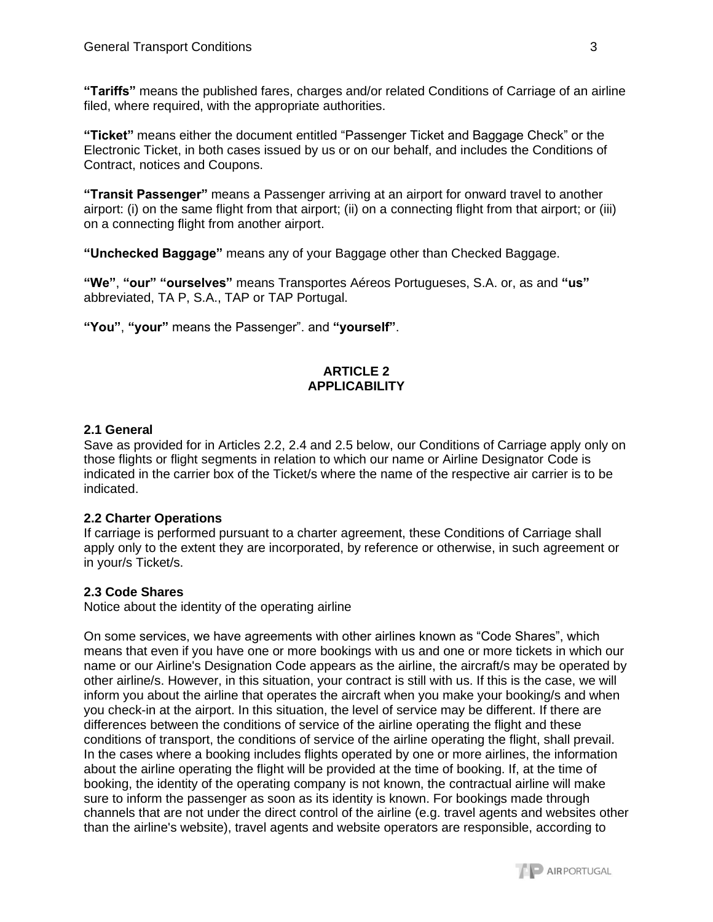**“Tariffs”** means the published fares, charges and/or related Conditions of Carriage of an airline filed, where required, with the appropriate authorities.

**“Ticket”** means either the document entitled “Passenger Ticket and Baggage Check” or the Electronic Ticket, in both cases issued by us or on our behalf, and includes the Conditions of Contract, notices and Coupons.

**“Transit Passenger”** means a Passenger arriving at an airport for onward travel to another airport: (i) on the same flight from that airport; (ii) on a connecting flight from that airport; or (iii) on a connecting flight from another airport.

**“Unchecked Baggage”** means any of your Baggage other than Checked Baggage.

**“We”**, **“our” “ourselves”** means Transportes Aéreos Portugueses, S.A. or, as and **“us”** abbreviated, TA P, S.A., TAP or TAP Portugal.

**“You”**, **“your”** means the Passenger”. and **“yourself”**.

## ARTICLE 2
## APPLICABILITY

### 2.1 General

Save as provided for in Articles 2.2, 2.4 and 2.5 below, our Conditions of Carriage apply only on those flights or flight segments in relation to which our name or Airline Designator Code is indicated in the carrier box of the Ticket/s where the name of the respective air carrier is to be indicated.

### 2.2 Charter Operations

If carriage is performed pursuant to a charter agreement, these Conditions of Carriage shall apply only to the extent they are incorporated, by reference or otherwise, in such agreement or in your/s Ticket/s.

### 2.3 Code Shares

Notice about the identity of the operating airline

On some services, we have agreements with other airlines known as “Code Shares”, which means that even if you have one or more bookings with us and one or more tickets in which our name or our Airline's Designation Code appears as the airline, the aircraft/s may be operated by other airline/s. However, in this situation, your contract is still with us. If this is the case, we will inform you about the airline that operates the aircraft when you make your booking/s and when you check-in at the airport. In this situation, the level of service may be different. If there are differences between the conditions of service of the airline operating the flight and these conditions of transport, the conditions of service of the airline operating the flight, shall prevail. In the cases where a booking includes flights operated by one or more airlines, the information about the airline operating the flight will be provided at the time of booking. If, at the time of booking, the identity of the operating company is not known, the contractual airline will make sure to inform the passenger as soon as its identity is known. For bookings made through channels that are not under the direct control of the airline (e.g. travel agents and websites other than the airline's website), travel agents and website operators are responsible, according to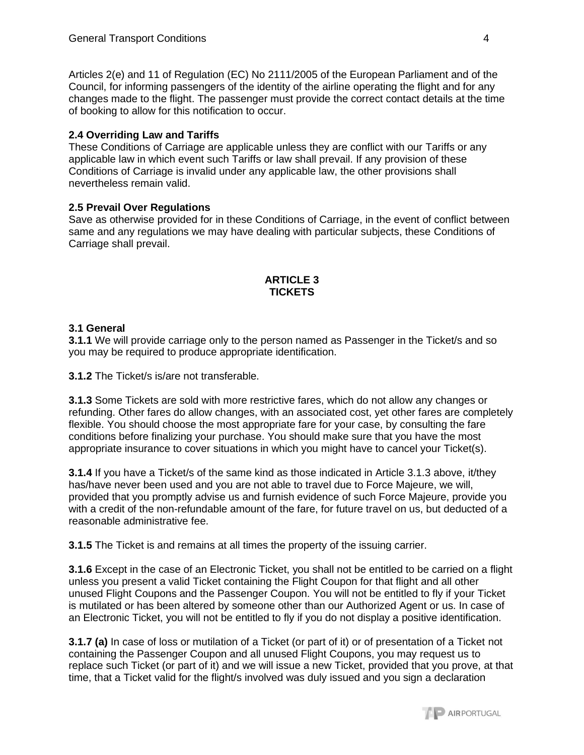Articles 2(e) and 11 of Regulation (EC) No 2111/2005 of the European Parliament and of the Council, for informing passengers of the identity of the airline operating the flight and for any changes made to the flight. The passenger must provide the correct contact details at the time of booking to allow for this notification to occur.

**2.4 Overriding Law and Tariffs**
These Conditions of Carriage are applicable unless they are conflict with our Tariffs or any applicable law in which event such Tariffs or law shall prevail. If any provision of these Conditions of Carriage is invalid under any applicable law, the other provisions shall nevertheless remain valid.

**2.5 Prevail Over Regulations**
Save as otherwise provided for in these Conditions of Carriage, in the event of conflict between same and any regulations we may have dealing with particular subjects, these Conditions of Carriage shall prevail.

## ARTICLE 3
## TICKETS

**3.1 General**
**3.1.1** We will provide carriage only to the person named as Passenger in the Ticket/s and so you may be required to produce appropriate identification.

**3.1.2** The Ticket/s is/are not transferable.

**3.1.3** Some Tickets are sold with more restrictive fares, which do not allow any changes or refunding. Other fares do allow changes, with an associated cost, yet other fares are completely flexible. You should choose the most appropriate fare for your case, by consulting the fare conditions before finalizing your purchase. You should make sure that you have the most appropriate insurance to cover situations in which you might have to cancel your Ticket(s).

**3.1.4** If you have a Ticket/s of the same kind as those indicated in Article 3.1.3 above, it/they has/have never been used and you are not able to travel due to Force Majeure, we will, provided that you promptly advise us and furnish evidence of such Force Majeure, provide you with a credit of the non-refundable amount of the fare, for future travel on us, but deducted of a reasonable administrative fee.

**3.1.5** The Ticket is and remains at all times the property of the issuing carrier.

**3.1.6** Except in the case of an Electronic Ticket, you shall not be entitled to be carried on a flight unless you present a valid Ticket containing the Flight Coupon for that flight and all other unused Flight Coupons and the Passenger Coupon. You will not be entitled to fly if your Ticket is mutilated or has been altered by someone other than our Authorized Agent or us. In case of an Electronic Ticket, you will not be entitled to fly if you do not display a positive identification.

**3.1.7 (a)** In case of loss or mutilation of a Ticket (or part of it) or of presentation of a Ticket not containing the Passenger Coupon and all unused Flight Coupons, you may request us to replace such Ticket (or part of it) and we will issue a new Ticket, provided that you prove, at that time, that a Ticket valid for the flight/s involved was duly issued and you sign a declaration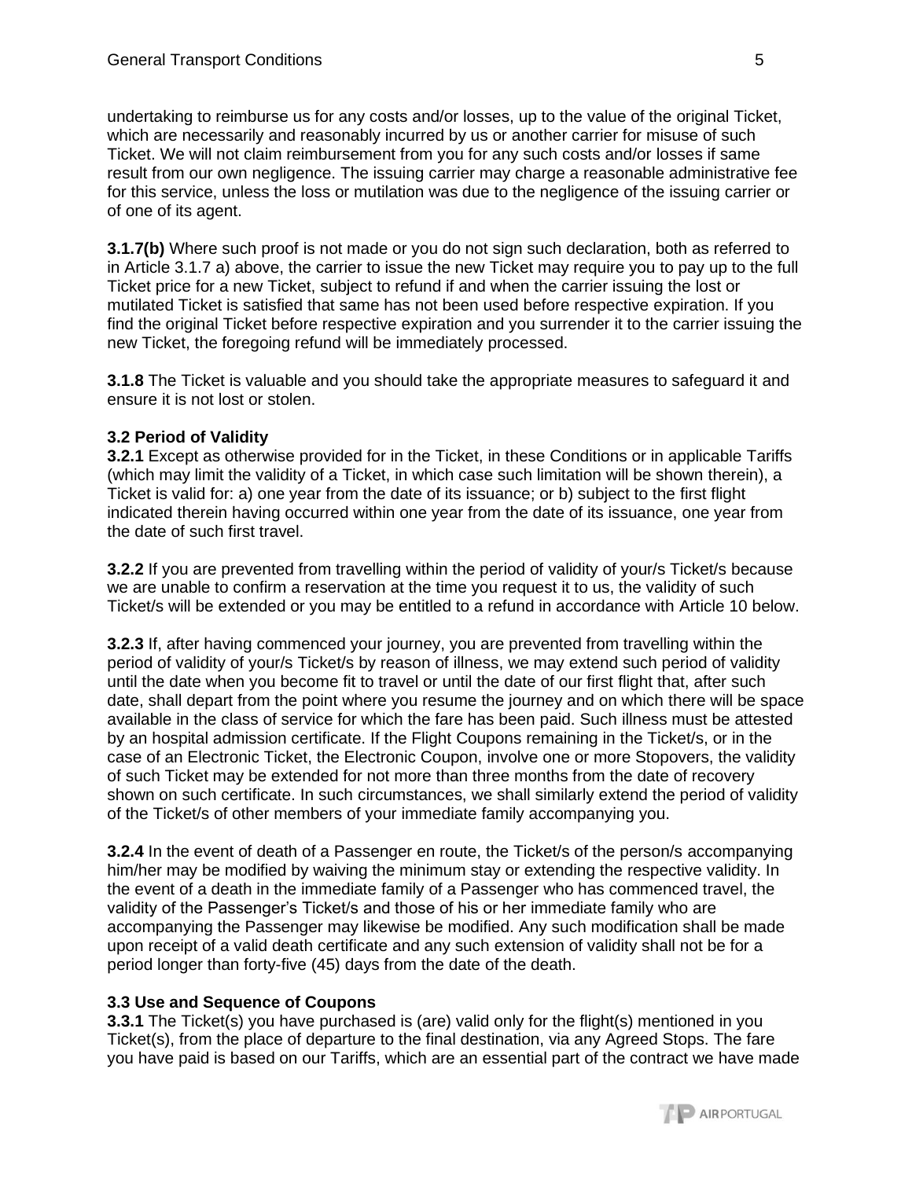undertaking to reimburse us for any costs and/or losses, up to the value of the original Ticket, which are necessarily and reasonably incurred by us or another carrier for misuse of such Ticket. We will not claim reimbursement from you for any such costs and/or losses if same result from our own negligence. The issuing carrier may charge a reasonable administrative fee for this service, unless the loss or mutilation was due to the negligence of the issuing carrier or of one of its agent.

**3.1.7(b)** Where such proof is not made or you do not sign such declaration, both as referred to in Article 3.1.7 a) above, the carrier to issue the new Ticket may require you to pay up to the full Ticket price for a new Ticket, subject to refund if and when the carrier issuing the lost or mutilated Ticket is satisfied that same has not been used before respective expiration. If you find the original Ticket before respective expiration and you surrender it to the carrier issuing the new Ticket, the foregoing refund will be immediately processed.

**3.1.8** The Ticket is valuable and you should take the appropriate measures to safeguard it and ensure it is not lost or stolen.

### 3.2 Period of Validity

**3.2.1** Except as otherwise provided for in the Ticket, in these Conditions or in applicable Tariffs (which may limit the validity of a Ticket, in which case such limitation will be shown therein), a Ticket is valid for: a) one year from the date of its issuance; or b) subject to the first flight indicated therein having occurred within one year from the date of its issuance, one year from the date of such first travel.

**3.2.2** If you are prevented from travelling within the period of validity of your/s Ticket/s because we are unable to confirm a reservation at the time you request it to us, the validity of such Ticket/s will be extended or you may be entitled to a refund in accordance with Article 10 below.

**3.2.3** If, after having commenced your journey, you are prevented from travelling within the period of validity of your/s Ticket/s by reason of illness, we may extend such period of validity until the date when you become fit to travel or until the date of our first flight that, after such date, shall depart from the point where you resume the journey and on which there will be space available in the class of service for which the fare has been paid. Such illness must be attested by an hospital admission certificate. If the Flight Coupons remaining in the Ticket/s, or in the case of an Electronic Ticket, the Electronic Coupon, involve one or more Stopovers, the validity of such Ticket may be extended for not more than three months from the date of recovery shown on such certificate. In such circumstances, we shall similarly extend the period of validity of the Ticket/s of other members of your immediate family accompanying you.

**3.2.4** In the event of death of a Passenger en route, the Ticket/s of the person/s accompanying him/her may be modified by waiving the minimum stay or extending the respective validity. In the event of a death in the immediate family of a Passenger who has commenced travel, the validity of the Passenger's Ticket/s and those of his or her immediate family who are accompanying the Passenger may likewise be modified. Any such modification shall be made upon receipt of a valid death certificate and any such extension of validity shall not be for a period longer than forty-five (45) days from the date of the death.

### 3.3 Use and Sequence of Coupons

**3.3.1** The Ticket(s) you have purchased is (are) valid only for the flight(s) mentioned in you Ticket(s), from the place of departure to the final destination, via any Agreed Stops. The fare you have paid is based on our Tariffs, which are an essential part of the contract we have made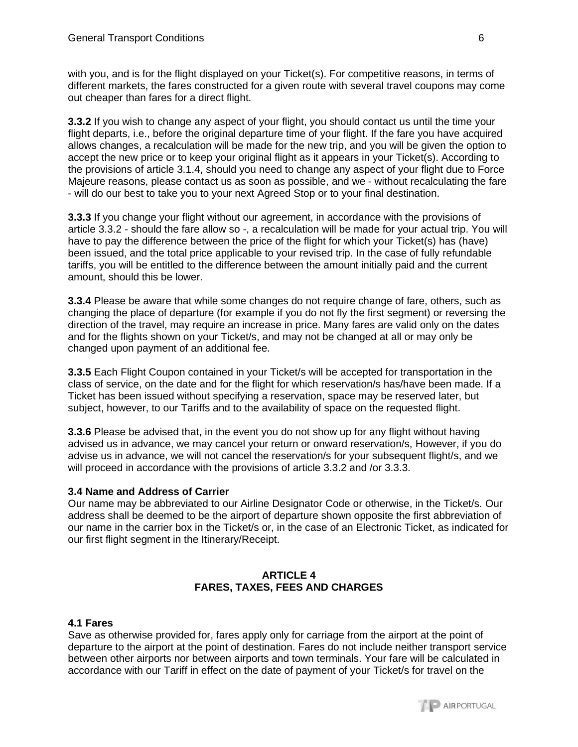with you, and is for the flight displayed on your Ticket(s). For competitive reasons, in terms of different markets, the fares constructed for a given route with several travel coupons may come out cheaper than fares for a direct flight.

**3.3.2** If you wish to change any aspect of your flight, you should contact us until the time your flight departs, i.e., before the original departure time of your flight. If the fare you have acquired allows changes, a recalculation will be made for the new trip, and you will be given the option to accept the new price or to keep your original flight as it appears in your Ticket(s). According to the provisions of article 3.1.4, should you need to change any aspect of your flight due to Force Majeure reasons, please contact us as soon as possible, and we - without recalculating the fare - will do our best to take you to your next Agreed Stop or to your final destination.

**3.3.3** If you change your flight without our agreement, in accordance with the provisions of article 3.3.2 - should the fare allow so -, a recalculation will be made for your actual trip. You will have to pay the difference between the price of the flight for which your Ticket(s) has (have) been issued, and the total price applicable to your revised trip. In the case of fully refundable tariffs, you will be entitled to the difference between the amount initially paid and the current amount, should this be lower.

**3.3.4** Please be aware that while some changes do not require change of fare, others, such as changing the place of departure (for example if you do not fly the first segment) or reversing the direction of the travel, may require an increase in price. Many fares are valid only on the dates and for the flights shown on your Ticket/s, and may not be changed at all or may only be changed upon payment of an additional fee.

**3.3.5** Each Flight Coupon contained in your Ticket/s will be accepted for transportation in the class of service, on the date and for the flight for which reservation/s has/have been made. If a Ticket has been issued without specifying a reservation, space may be reserved later, but subject, however, to our Tariffs and to the availability of space on the requested flight.

**3.3.6** Please be advised that, in the event you do not show up for any flight without having advised us in advance, we may cancel your return or onward reservation/s, However, if you do advise us in advance, we will not cancel the reservation/s for your subsequent flight/s, and we will proceed in accordance with the provisions of article 3.3.2 and /or 3.3.3.

### 3.4 Name and Address of Carrier

Our name may be abbreviated to our Airline Designator Code or otherwise, in the Ticket/s. Our address shall be deemed to be the airport of departure shown opposite the first abbreviation of our name in the carrier box in the Ticket/s or, in the case of an Electronic Ticket, as indicated for our first flight segment in the Itinerary/Receipt.

## ARTICLE 4
## FARES, TAXES, FEES AND CHARGES

### 4.1 Fares

Save as otherwise provided for, fares apply only for carriage from the airport at the point of departure to the airport at the point of destination. Fares do not include neither transport service between other airports nor between airports and town terminals. Your fare will be calculated in accordance with our Tariff in effect on the date of payment of your Ticket/s for travel on the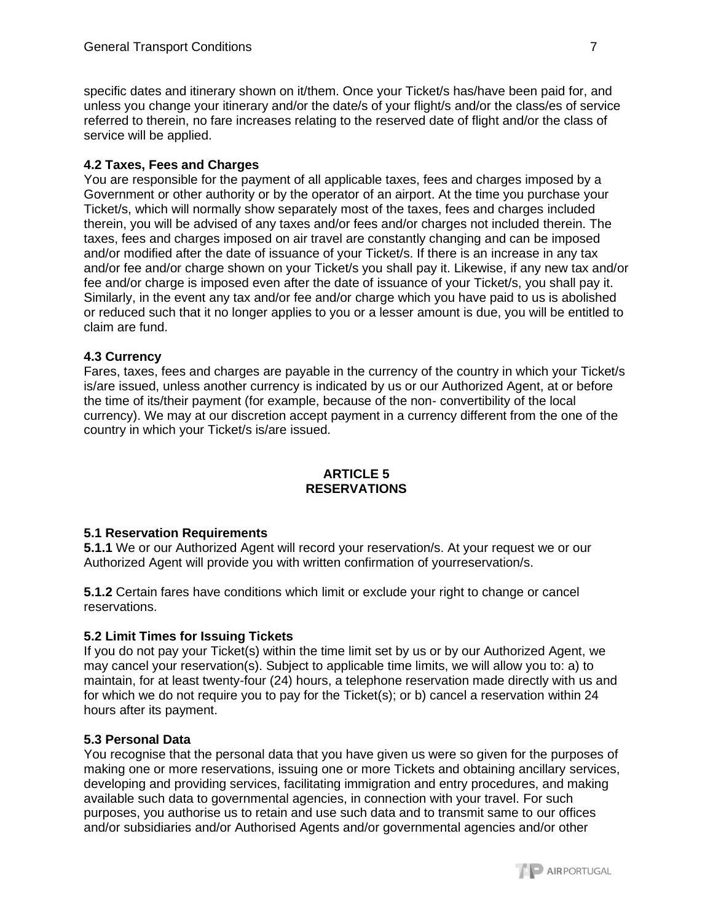specific dates and itinerary shown on it/them. Once your Ticket/s has/have been paid for, and unless you change your itinerary and/or the date/s of your flight/s and/or the class/es of service referred to therein, no fare increases relating to the reserved date of flight and/or the class of service will be applied.

**4.2 Taxes, Fees and Charges**

You are responsible for the payment of all applicable taxes, fees and charges imposed by a Government or other authority or by the operator of an airport. At the time you purchase your Ticket/s, which will normally show separately most of the taxes, fees and charges included therein, you will be advised of any taxes and/or fees and/or charges not included therein. The taxes, fees and charges imposed on air travel are constantly changing and can be imposed and/or modified after the date of issuance of your Ticket/s. If there is an increase in any tax and/or fee and/or charge shown on your Ticket/s you shall pay it. Likewise, if any new tax and/or fee and/or charge is imposed even after the date of issuance of your Ticket/s, you shall pay it. Similarly, in the event any tax and/or fee and/or charge which you have paid to us is abolished or reduced such that it no longer applies to you or a lesser amount is due, you will be entitled to claim are fund.

**4.3 Currency**

Fares, taxes, fees and charges are payable in the currency of the country in which your Ticket/s is/are issued, unless another currency is indicated by us or our Authorized Agent, at or before the time of its/their payment (for example, because of the non- convertibility of the local currency). We may at our discretion accept payment in a currency different from the one of the country in which your Ticket/s is/are issued.

## ARTICLE 5
## RESERVATIONS

**5.1 Reservation Requirements**

**5.1.1** We or our Authorized Agent will record your reservation/s. At your request we or our Authorized Agent will provide you with written confirmation of yourreservation/s.

**5.1.2** Certain fares have conditions which limit or exclude your right to change or cancel reservations.

**5.2 Limit Times for Issuing Tickets**

If you do not pay your Ticket(s) within the time limit set by us or by our Authorized Agent, we may cancel your reservation(s). Subject to applicable time limits, we will allow you to: a) to maintain, for at least twenty-four (24) hours, a telephone reservation made directly with us and for which we do not require you to pay for the Ticket(s); or b) cancel a reservation within 24 hours after its payment.

**5.3 Personal Data**

You recognise that the personal data that you have given us were so given for the purposes of making one or more reservations, issuing one or more Tickets and obtaining ancillary services, developing and providing services, facilitating immigration and entry procedures, and making available such data to governmental agencies, in connection with your travel. For such purposes, you authorise us to retain and use such data and to transmit same to our offices and/or subsidiaries and/or Authorised Agents and/or governmental agencies and/or other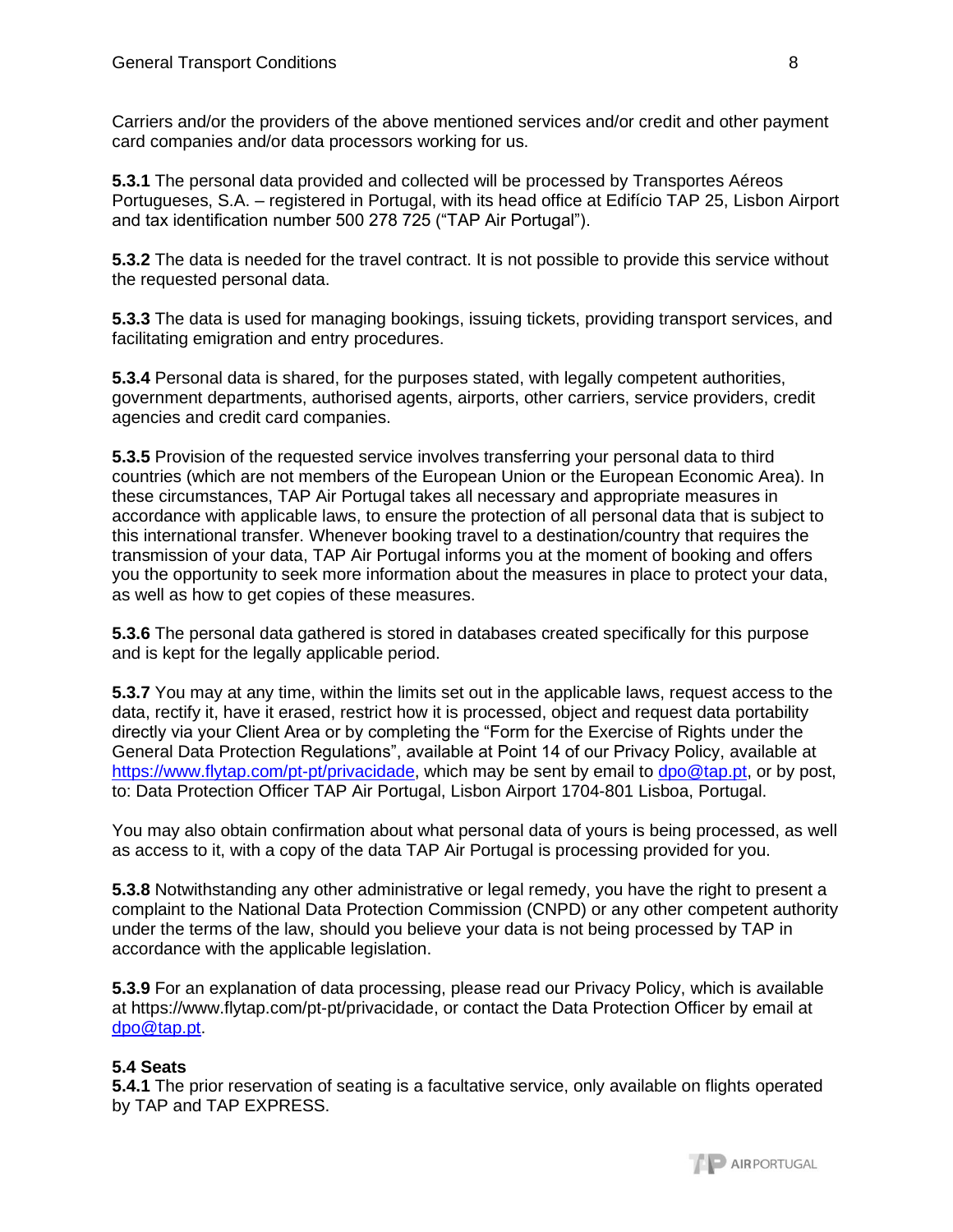Carriers and/or the providers of the above mentioned services and/or credit and other payment card companies and/or data processors working for us.

**5.3.1** The personal data provided and collected will be processed by Transportes Aéreos Portugueses, S.A. – registered in Portugal, with its head office at Edifício TAP 25, Lisbon Airport and tax identification number 500 278 725 (“TAP Air Portugal”).

**5.3.2** The data is needed for the travel contract. It is not possible to provide this service without the requested personal data.

**5.3.3** The data is used for managing bookings, issuing tickets, providing transport services, and facilitating emigration and entry procedures.

**5.3.4** Personal data is shared, for the purposes stated, with legally competent authorities, government departments, authorised agents, airports, other carriers, service providers, credit agencies and credit card companies.

**5.3.5** Provision of the requested service involves transferring your personal data to third countries (which are not members of the European Union or the European Economic Area). In these circumstances, TAP Air Portugal takes all necessary and appropriate measures in accordance with applicable laws, to ensure the protection of all personal data that is subject to this international transfer. Whenever booking travel to a destination/country that requires the transmission of your data, TAP Air Portugal informs you at the moment of booking and offers you the opportunity to seek more information about the measures in place to protect your data, as well as how to get copies of these measures.

**5.3.6** The personal data gathered is stored in databases created specifically for this purpose and is kept for the legally applicable period.

**5.3.7** You may at any time, within the limits set out in the applicable laws, request access to the data, rectify it, have it erased, restrict how it is processed, object and request data portability directly via your Client Area or by completing the “Form for the Exercise of Rights under the General Data Protection Regulations”, available at Point 14 of our Privacy Policy, available at https://www.flytap.com/pt-pt/privacidade, which may be sent by email to dpo@tap.pt, or by post, to: Data Protection Officer TAP Air Portugal, Lisbon Airport 1704-801 Lisboa, Portugal.

You may also obtain confirmation about what personal data of yours is being processed, as well as access to it, with a copy of the data TAP Air Portugal is processing provided for you.

**5.3.8** Notwithstanding any other administrative or legal remedy, you have the right to present a complaint to the National Data Protection Commission (CNPD) or any other competent authority under the terms of the law, should you believe your data is not being processed by TAP in accordance with the applicable legislation.

**5.3.9** For an explanation of data processing, please read our Privacy Policy, which is available at https://www.flytap.com/pt-pt/privacidade, or contact the Data Protection Officer by email at dpo@tap.pt.

**5.4 Seats**

**5.4.1** The prior reservation of seating is a facultative service, only available on flights operated by TAP and TAP EXPRESS.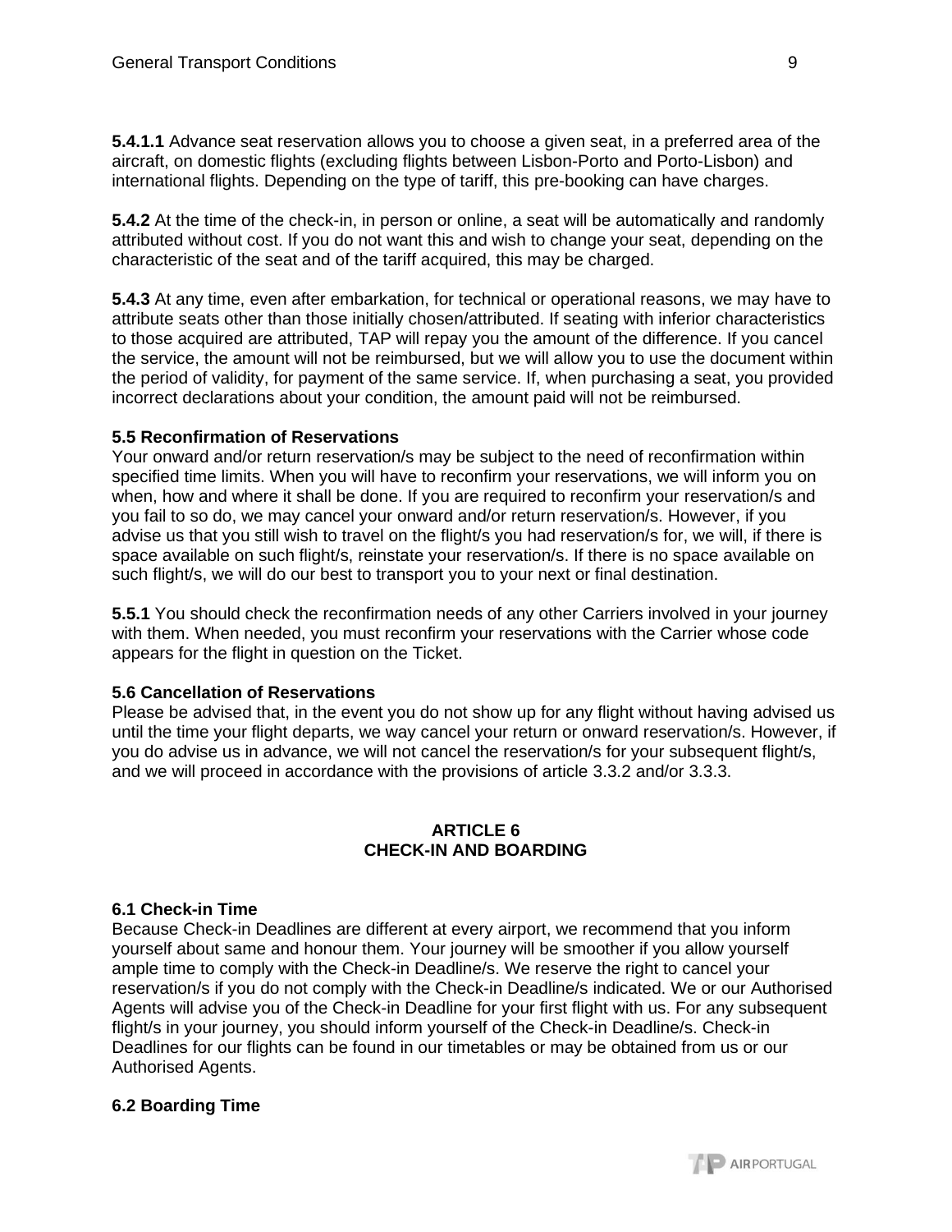**5.4.1.1** Advance seat reservation allows you to choose a given seat, in a preferred area of the aircraft, on domestic flights (excluding flights between Lisbon-Porto and Porto-Lisbon) and international flights. Depending on the type of tariff, this pre-booking can have charges.

**5.4.2** At the time of the check-in, in person or online, a seat will be automatically and randomly attributed without cost. If you do not want this and wish to change your seat, depending on the characteristic of the seat and of the tariff acquired, this may be charged.

**5.4.3** At any time, even after embarkation, for technical or operational reasons, we may have to attribute seats other than those initially chosen/attributed. If seating with inferior characteristics to those acquired are attributed, TAP will repay you the amount of the difference. If you cancel the service, the amount will not be reimbursed, but we will allow you to use the document within the period of validity, for payment of the same service. If, when purchasing a seat, you provided incorrect declarations about your condition, the amount paid will not be reimbursed.

**5.5 Reconfirmation of Reservations**

Your onward and/or return reservation/s may be subject to the need of reconfirmation within specified time limits. When you will have to reconfirm your reservations, we will inform you on when, how and where it shall be done. If you are required to reconfirm your reservation/s and you fail to so do, we may cancel your onward and/or return reservation/s. However, if you advise us that you still wish to travel on the flight/s you had reservation/s for, we will, if there is space available on such flight/s, reinstate your reservation/s. If there is no space available on such flight/s, we will do our best to transport you to your next or final destination.

**5.5.1** You should check the reconfirmation needs of any other Carriers involved in your journey with them. When needed, you must reconfirm your reservations with the Carrier whose code appears for the flight in question on the Ticket.

**5.6 Cancellation of Reservations**

Please be advised that, in the event you do not show up for any flight without having advised us until the time your flight departs, we way cancel your return or onward reservation/s. However, if you do advise us in advance, we will not cancel the reservation/s for your subsequent flight/s, and we will proceed in accordance with the provisions of article 3.3.2 and/or 3.3.3.

## ARTICLE 6
## CHECK-IN AND BOARDING

**6.1 Check-in Time**

Because Check-in Deadlines are different at every airport, we recommend that you inform yourself about same and honour them. Your journey will be smoother if you allow yourself ample time to comply with the Check-in Deadline/s. We reserve the right to cancel your reservation/s if you do not comply with the Check-in Deadline/s indicated. We or our Authorised Agents will advise you of the Check-in Deadline for your first flight with us. For any subsequent flight/s in your journey, you should inform yourself of the Check-in Deadline/s. Check-in Deadlines for our flights can be found in our timetables or may be obtained from us or our Authorised Agents.

**6.2 Boarding Time**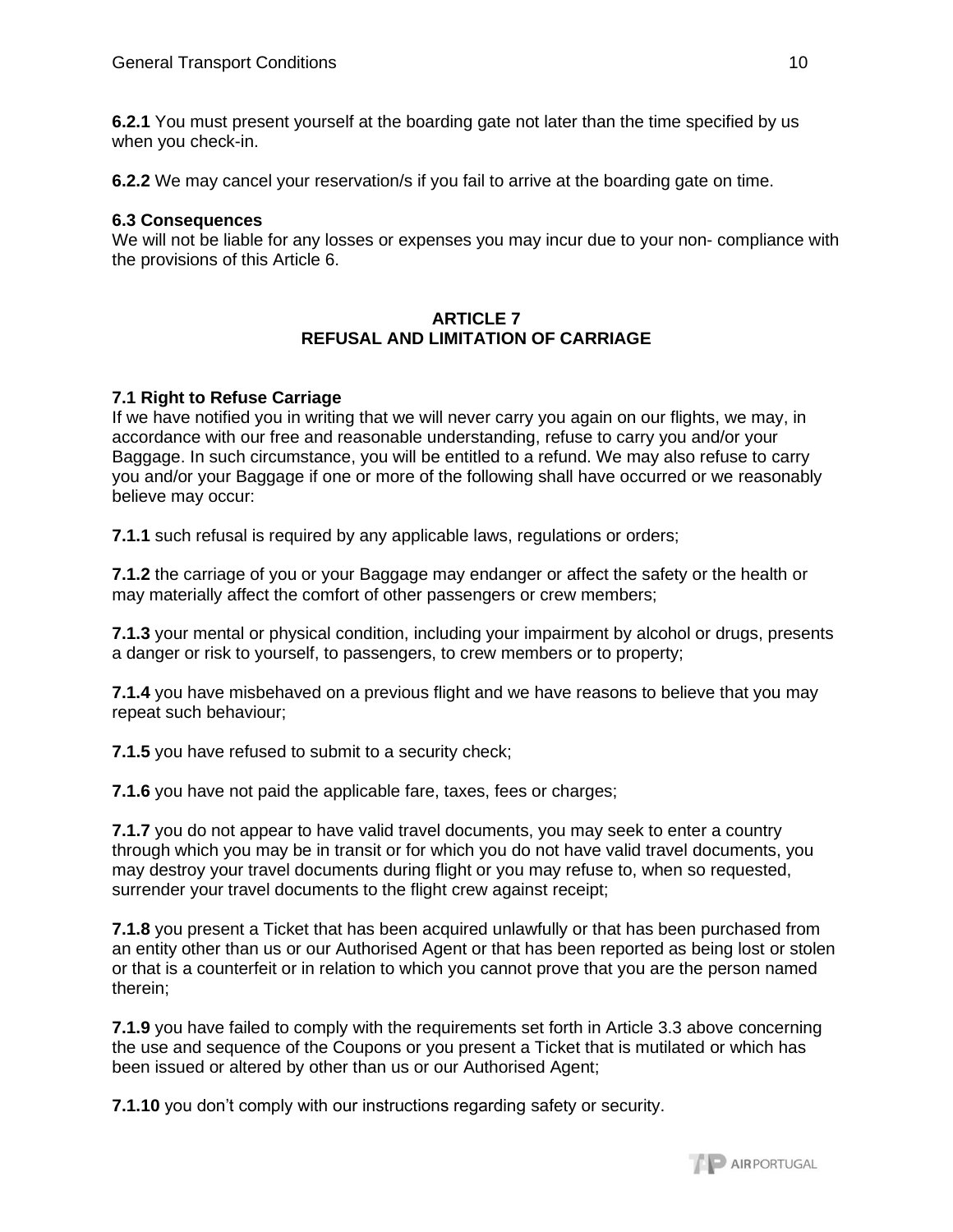**6.2.1** You must present yourself at the boarding gate not later than the time specified by us when you check-in.

**6.2.2** We may cancel your reservation/s if you fail to arrive at the boarding gate on time.

**6.3 Consequences**
We will not be liable for any losses or expenses you may incur due to your non- compliance with the provisions of this Article 6.

## ARTICLE 7
## REFUSAL AND LIMITATION OF CARRIAGE

**7.1 Right to Refuse Carriage**
If we have notified you in writing that we will never carry you again on our flights, we may, in accordance with our free and reasonable understanding, refuse to carry you and/or your Baggage. In such circumstance, you will be entitled to a refund. We may also refuse to carry you and/or your Baggage if one or more of the following shall have occurred or we reasonably believe may occur:

**7.1.1** such refusal is required by any applicable laws, regulations or orders;

**7.1.2** the carriage of you or your Baggage may endanger or affect the safety or the health or may materially affect the comfort of other passengers or crew members;

**7.1.3** your mental or physical condition, including your impairment by alcohol or drugs, presents a danger or risk to yourself, to passengers, to crew members or to property;

**7.1.4** you have misbehaved on a previous flight and we have reasons to believe that you may repeat such behaviour;

**7.1.5** you have refused to submit to a security check;

**7.1.6** you have not paid the applicable fare, taxes, fees or charges;

**7.1.7** you do not appear to have valid travel documents, you may seek to enter a country through which you may be in transit or for which you do not have valid travel documents, you may destroy your travel documents during flight or you may refuse to, when so requested, surrender your travel documents to the flight crew against receipt;

**7.1.8** you present a Ticket that has been acquired unlawfully or that has been purchased from an entity other than us or our Authorised Agent or that has been reported as being lost or stolen or that is a counterfeit or in relation to which you cannot prove that you are the person named therein;

**7.1.9** you have failed to comply with the requirements set forth in Article 3.3 above concerning the use and sequence of the Coupons or you present a Ticket that is mutilated or which has been issued or altered by other than us or our Authorised Agent;

**7.1.10** you don't comply with our instructions regarding safety or security.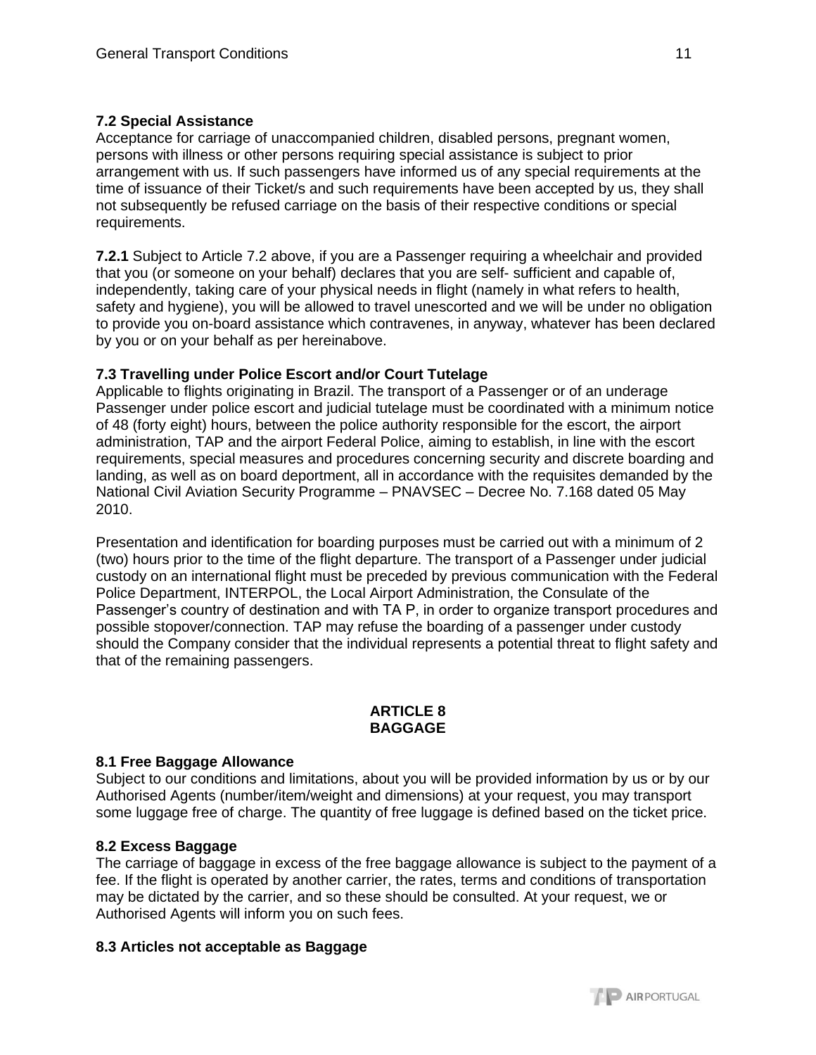### 7.2 Special Assistance

Acceptance for carriage of unaccompanied children, disabled persons, pregnant women, persons with illness or other persons requiring special assistance is subject to prior arrangement with us. If such passengers have informed us of any special requirements at the time of issuance of their Ticket/s and such requirements have been accepted by us, they shall not subsequently be refused carriage on the basis of their respective conditions or special requirements.

**7.2.1** Subject to Article 7.2 above, if you are a Passenger requiring a wheelchair and provided that you (or someone on your behalf) declares that you are self- sufficient and capable of, independently, taking care of your physical needs in flight (namely in what refers to health, safety and hygiene), you will be allowed to travel unescorted and we will be under no obligation to provide you on-board assistance which contravenes, in anyway, whatever has been declared by you or on your behalf as per hereinabove.

### 7.3 Travelling under Police Escort and/or Court Tutelage

Applicable to flights originating in Brazil. The transport of a Passenger or of an underage Passenger under police escort and judicial tutelage must be coordinated with a minimum notice of 48 (forty eight) hours, between the police authority responsible for the escort, the airport administration, TAP and the airport Federal Police, aiming to establish, in line with the escort requirements, special measures and procedures concerning security and discrete boarding and landing, as well as on board deportment, all in accordance with the requisites demanded by the National Civil Aviation Security Programme – PNAVSEC – Decree No. 7.168 dated 05 May 2010.

Presentation and identification for boarding purposes must be carried out with a minimum of 2 (two) hours prior to the time of the flight departure. The transport of a Passenger under judicial custody on an international flight must be preceded by previous communication with the Federal Police Department, INTERPOL, the Local Airport Administration, the Consulate of the Passenger's country of destination and with TA P, in order to organize transport procedures and possible stopover/connection. TAP may refuse the boarding of a passenger under custody should the Company consider that the individual represents a potential threat to flight safety and that of the remaining passengers.

## ARTICLE 8
## BAGGAGE

### 8.1 Free Baggage Allowance

Subject to our conditions and limitations, about you will be provided information by us or by our Authorised Agents (number/item/weight and dimensions) at your request, you may transport some luggage free of charge. The quantity of free luggage is defined based on the ticket price.

### 8.2 Excess Baggage

The carriage of baggage in excess of the free baggage allowance is subject to the payment of a fee. If the flight is operated by another carrier, the rates, terms and conditions of transportation may be dictated by the carrier, and so these should be consulted. At your request, we or Authorised Agents will inform you on such fees.

### 8.3 Articles not acceptable as Baggage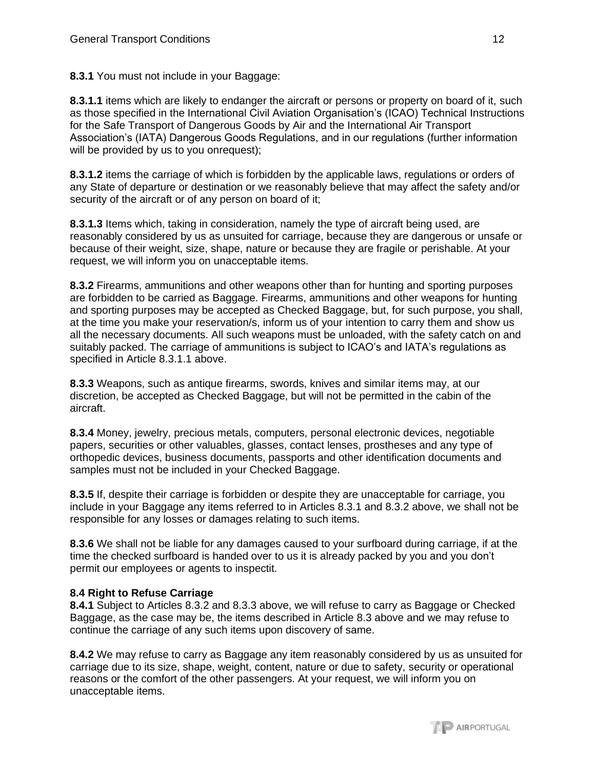**8.3.1** You must not include in your Baggage:

**8.3.1.1** items which are likely to endanger the aircraft or persons or property on board of it, such as those specified in the International Civil Aviation Organisation's (ICAO) Technical Instructions for the Safe Transport of Dangerous Goods by Air and the International Air Transport Association's (IATA) Dangerous Goods Regulations, and in our regulations (further information will be provided by us to you onrequest);

**8.3.1.2** items the carriage of which is forbidden by the applicable laws, regulations or orders of any State of departure or destination or we reasonably believe that may affect the safety and/or security of the aircraft or of any person on board of it;

**8.3.1.3** Items which, taking in consideration, namely the type of aircraft being used, are reasonably considered by us as unsuited for carriage, because they are dangerous or unsafe or because of their weight, size, shape, nature or because they are fragile or perishable. At your request, we will inform you on unacceptable items.

**8.3.2** Firearms, ammunitions and other weapons other than for hunting and sporting purposes are forbidden to be carried as Baggage. Firearms, ammunitions and other weapons for hunting and sporting purposes may be accepted as Checked Baggage, but, for such purpose, you shall, at the time you make your reservation/s, inform us of your intention to carry them and show us all the necessary documents. All such weapons must be unloaded, with the safety catch on and suitably packed. The carriage of ammunitions is subject to ICAO's and IATA's regulations as specified in Article 8.3.1.1 above.

**8.3.3** Weapons, such as antique firearms, swords, knives and similar items may, at our discretion, be accepted as Checked Baggage, but will not be permitted in the cabin of the aircraft.

**8.3.4** Money, jewelry, precious metals, computers, personal electronic devices, negotiable papers, securities or other valuables, glasses, contact lenses, prostheses and any type of orthopedic devices, business documents, passports and other identification documents and samples must not be included in your Checked Baggage.

**8.3.5** If, despite their carriage is forbidden or despite they are unacceptable for carriage, you include in your Baggage any items referred to in Articles 8.3.1 and 8.3.2 above, we shall not be responsible for any losses or damages relating to such items.

**8.3.6** We shall not be liable for any damages caused to your surfboard during carriage, if at the time the checked surfboard is handed over to us it is already packed by you and you don't permit our employees or agents to inspectit.

**8.4 Right to Refuse Carriage**

**8.4.1** Subject to Articles 8.3.2 and 8.3.3 above, we will refuse to carry as Baggage or Checked Baggage, as the case may be, the items described in Article 8.3 above and we may refuse to continue the carriage of any such items upon discovery of same.

**8.4.2** We may refuse to carry as Baggage any item reasonably considered by us as unsuited for carriage due to its size, shape, weight, content, nature or due to safety, security or operational reasons or the comfort of the other passengers. At your request, we will inform you on unacceptable items.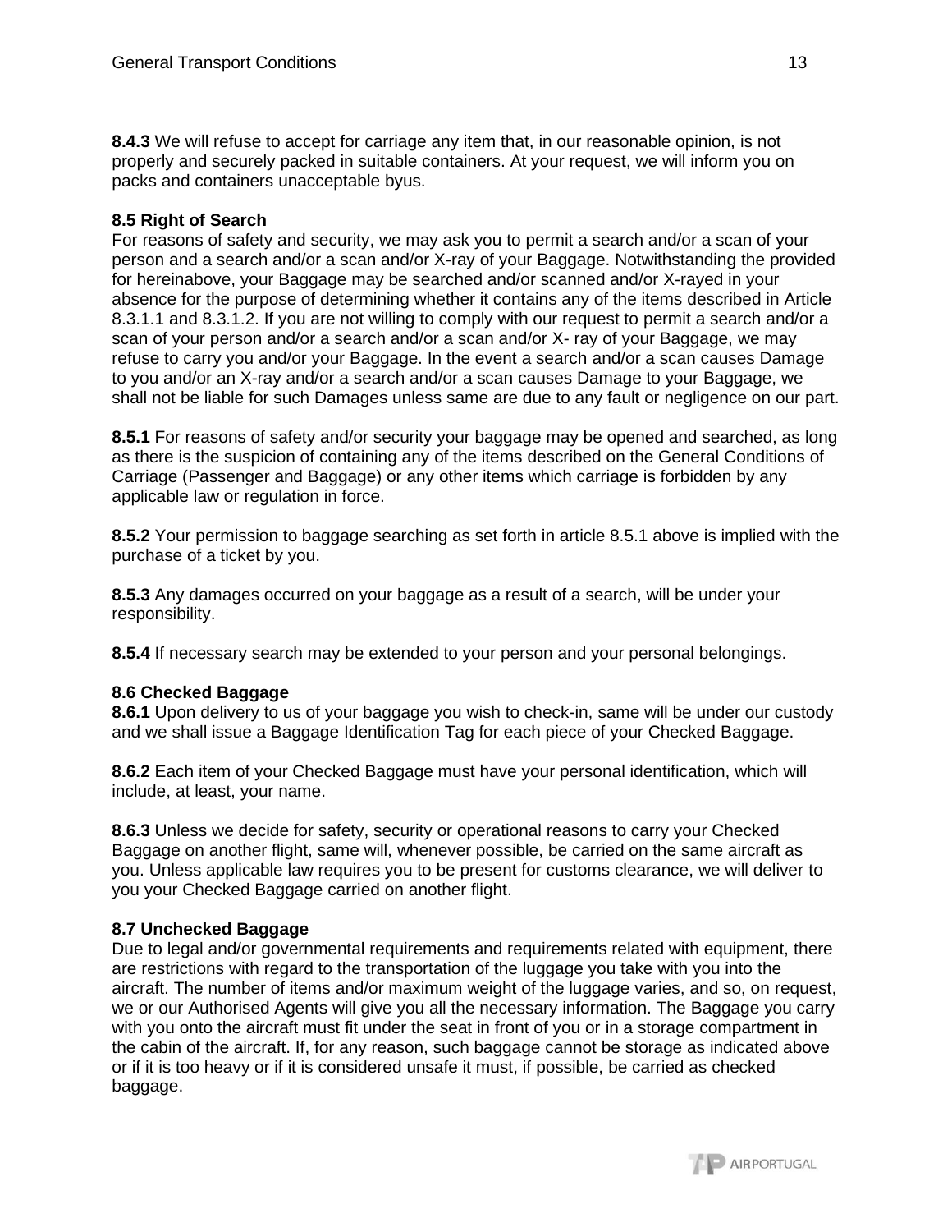**8.4.3** We will refuse to accept for carriage any item that, in our reasonable opinion, is not properly and securely packed in suitable containers. At your request, we will inform you on packs and containers unacceptable byus.

**8.5 Right of Search**
For reasons of safety and security, we may ask you to permit a search and/or a scan of your person and a search and/or a scan and/or X-ray of your Baggage. Notwithstanding the provided for hereinabove, your Baggage may be searched and/or scanned and/or X-rayed in your absence for the purpose of determining whether it contains any of the items described in Article 8.3.1.1 and 8.3.1.2. If you are not willing to comply with our request to permit a search and/or a scan of your person and/or a search and/or a scan and/or X- ray of your Baggage, we may refuse to carry you and/or your Baggage. In the event a search and/or a scan causes Damage to you and/or an X-ray and/or a search and/or a scan causes Damage to your Baggage, we shall not be liable for such Damages unless same are due to any fault or negligence on our part.

**8.5.1** For reasons of safety and/or security your baggage may be opened and searched, as long as there is the suspicion of containing any of the items described on the General Conditions of Carriage (Passenger and Baggage) or any other items which carriage is forbidden by any applicable law or regulation in force.

**8.5.2** Your permission to baggage searching as set forth in article 8.5.1 above is implied with the purchase of a ticket by you.

**8.5.3** Any damages occurred on your baggage as a result of a search, will be under your responsibility.

**8.5.4** If necessary search may be extended to your person and your personal belongings.

**8.6 Checked Baggage**
**8.6.1** Upon delivery to us of your baggage you wish to check-in, same will be under our custody and we shall issue a Baggage Identification Tag for each piece of your Checked Baggage.

**8.6.2** Each item of your Checked Baggage must have your personal identification, which will include, at least, your name.

**8.6.3** Unless we decide for safety, security or operational reasons to carry your Checked Baggage on another flight, same will, whenever possible, be carried on the same aircraft as you. Unless applicable law requires you to be present for customs clearance, we will deliver to you your Checked Baggage carried on another flight.

**8.7 Unchecked Baggage**
Due to legal and/or governmental requirements and requirements related with equipment, there are restrictions with regard to the transportation of the luggage you take with you into the aircraft. The number of items and/or maximum weight of the luggage varies, and so, on request, we or our Authorised Agents will give you all the necessary information. The Baggage you carry with you onto the aircraft must fit under the seat in front of you or in a storage compartment in the cabin of the aircraft. If, for any reason, such baggage cannot be storage as indicated above or if it is too heavy or if it is considered unsafe it must, if possible, be carried as checked baggage.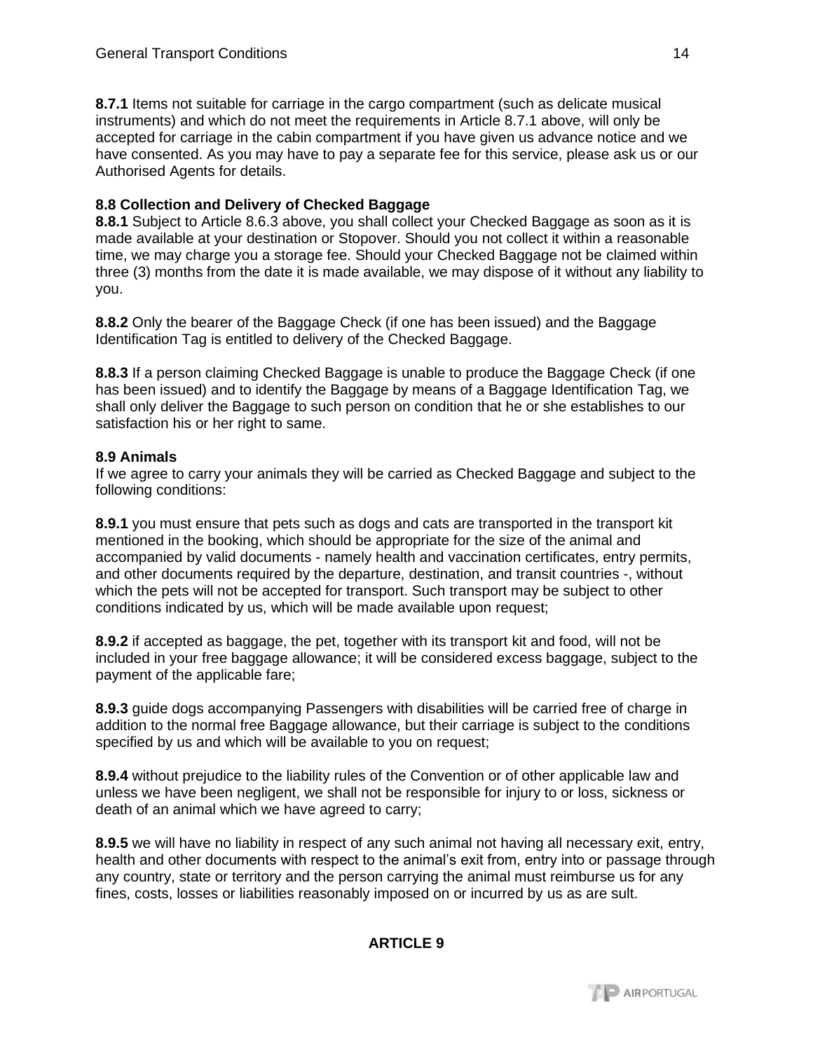**8.7.1** Items not suitable for carriage in the cargo compartment (such as delicate musical instruments) and which do not meet the requirements in Article 8.7.1 above, will only be accepted for carriage in the cabin compartment if you have given us advance notice and we have consented. As you may have to pay a separate fee for this service, please ask us or our Authorised Agents for details.

**8.8 Collection and Delivery of Checked Baggage**

**8.8.1** Subject to Article 8.6.3 above, you shall collect your Checked Baggage as soon as it is made available at your destination or Stopover. Should you not collect it within a reasonable time, we may charge you a storage fee. Should your Checked Baggage not be claimed within three (3) months from the date it is made available, we may dispose of it without any liability to you.

**8.8.2** Only the bearer of the Baggage Check (if one has been issued) and the Baggage Identification Tag is entitled to delivery of the Checked Baggage.

**8.8.3** If a person claiming Checked Baggage is unable to produce the Baggage Check (if one has been issued) and to identify the Baggage by means of a Baggage Identification Tag, we shall only deliver the Baggage to such person on condition that he or she establishes to our satisfaction his or her right to same.

**8.9 Animals**

If we agree to carry your animals they will be carried as Checked Baggage and subject to the following conditions:

**8.9.1** you must ensure that pets such as dogs and cats are transported in the transport kit mentioned in the booking, which should be appropriate for the size of the animal and accompanied by valid documents - namely health and vaccination certificates, entry permits, and other documents required by the departure, destination, and transit countries -, without which the pets will not be accepted for transport. Such transport may be subject to other conditions indicated by us, which will be made available upon request;

**8.9.2** if accepted as baggage, the pet, together with its transport kit and food, will not be included in your free baggage allowance; it will be considered excess baggage, subject to the payment of the applicable fare;

**8.9.3** guide dogs accompanying Passengers with disabilities will be carried free of charge in addition to the normal free Baggage allowance, but their carriage is subject to the conditions specified by us and which will be available to you on request;

**8.9.4** without prejudice to the liability rules of the Convention or of other applicable law and unless we have been negligent, we shall not be responsible for injury to or loss, sickness or death of an animal which we have agreed to carry;

**8.9.5** we will have no liability in respect of any such animal not having all necessary exit, entry, health and other documents with respect to the animal's exit from, entry into or passage through any country, state or territory and the person carrying the animal must reimburse us for any fines, costs, losses or liabilities reasonably imposed on or incurred by us as are sult.

## ARTICLE 9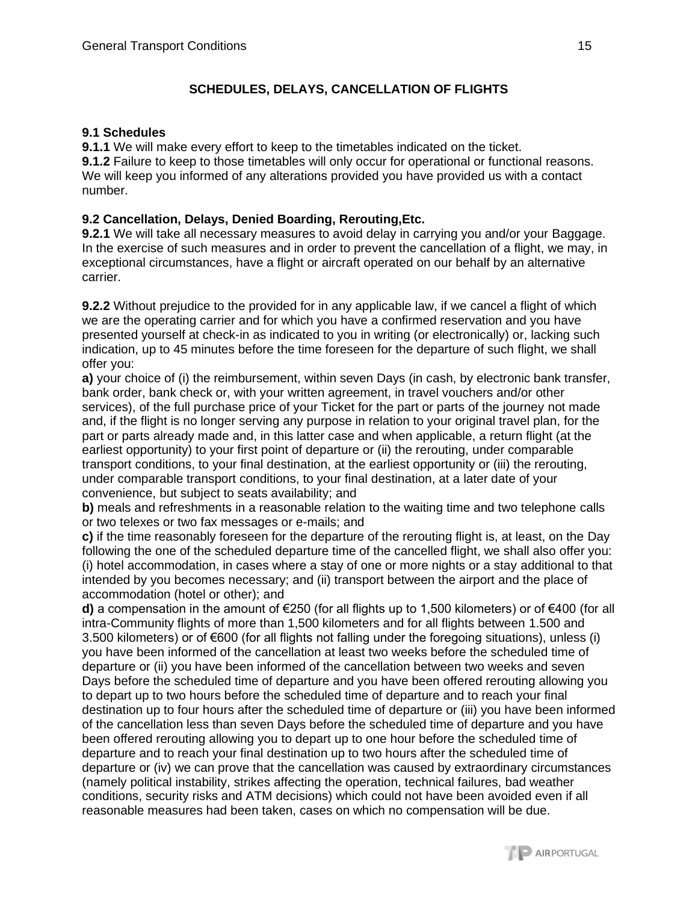## SCHEDULES, DELAYS, CANCELLATION OF FLIGHTS

### 9.1 Schedules

**9.1.1** We will make every effort to keep to the timetables indicated on the ticket.

**9.1.2** Failure to keep to those timetables will only occur for operational or functional reasons. We will keep you informed of any alterations provided you have provided us with a contact number.

### 9.2 Cancellation, Delays, Denied Boarding, Rerouting,Etc.

**9.2.1** We will take all necessary measures to avoid delay in carrying you and/or your Baggage. In the exercise of such measures and in order to prevent the cancellation of a flight, we may, in exceptional circumstances, have a flight or aircraft operated on our behalf by an alternative carrier.

**9.2.2** Without prejudice to the provided for in any applicable law, if we cancel a flight of which we are the operating carrier and for which you have a confirmed reservation and you have presented yourself at check-in as indicated to you in writing (or electronically) or, lacking such indication, up to 45 minutes before the time foreseen for the departure of such flight, we shall offer you:

**a)** your choice of (i) the reimbursement, within seven Days (in cash, by electronic bank transfer, bank order, bank check or, with your written agreement, in travel vouchers and/or other services), of the full purchase price of your Ticket for the part or parts of the journey not made and, if the flight is no longer serving any purpose in relation to your original travel plan, for the part or parts already made and, in this latter case and when applicable, a return flight (at the earliest opportunity) to your first point of departure or (ii) the rerouting, under comparable transport conditions, to your final destination, at the earliest opportunity or (iii) the rerouting, under comparable transport conditions, to your final destination, at a later date of your convenience, but subject to seats availability; and

**b)** meals and refreshments in a reasonable relation to the waiting time and two telephone calls or two telexes or two fax messages or e-mails; and

**c)** if the time reasonably foreseen for the departure of the rerouting flight is, at least, on the Day following the one of the scheduled departure time of the cancelled flight, we shall also offer you: (i) hotel accommodation, in cases where a stay of one or more nights or a stay additional to that intended by you becomes necessary; and (ii) transport between the airport and the place of accommodation (hotel or other); and

**d)** a compensation in the amount of €250 (for all flights up to 1,500 kilometers) or of €400 (for all intra-Community flights of more than 1,500 kilometers and for all flights between 1.500 and 3.500 kilometers) or of €600 (for all flights not falling under the foregoing situations), unless (i) you have been informed of the cancellation at least two weeks before the scheduled time of departure or (ii) you have been informed of the cancellation between two weeks and seven Days before the scheduled time of departure and you have been offered rerouting allowing you to depart up to two hours before the scheduled time of departure and to reach your final destination up to four hours after the scheduled time of departure or (iii) you have been informed of the cancellation less than seven Days before the scheduled time of departure and you have been offered rerouting allowing you to depart up to one hour before the scheduled time of departure and to reach your final destination up to two hours after the scheduled time of departure or (iv) we can prove that the cancellation was caused by extraordinary circumstances (namely political instability, strikes affecting the operation, technical failures, bad weather conditions, security risks and ATM decisions) which could not have been avoided even if all reasonable measures had been taken, cases on which no compensation will be due.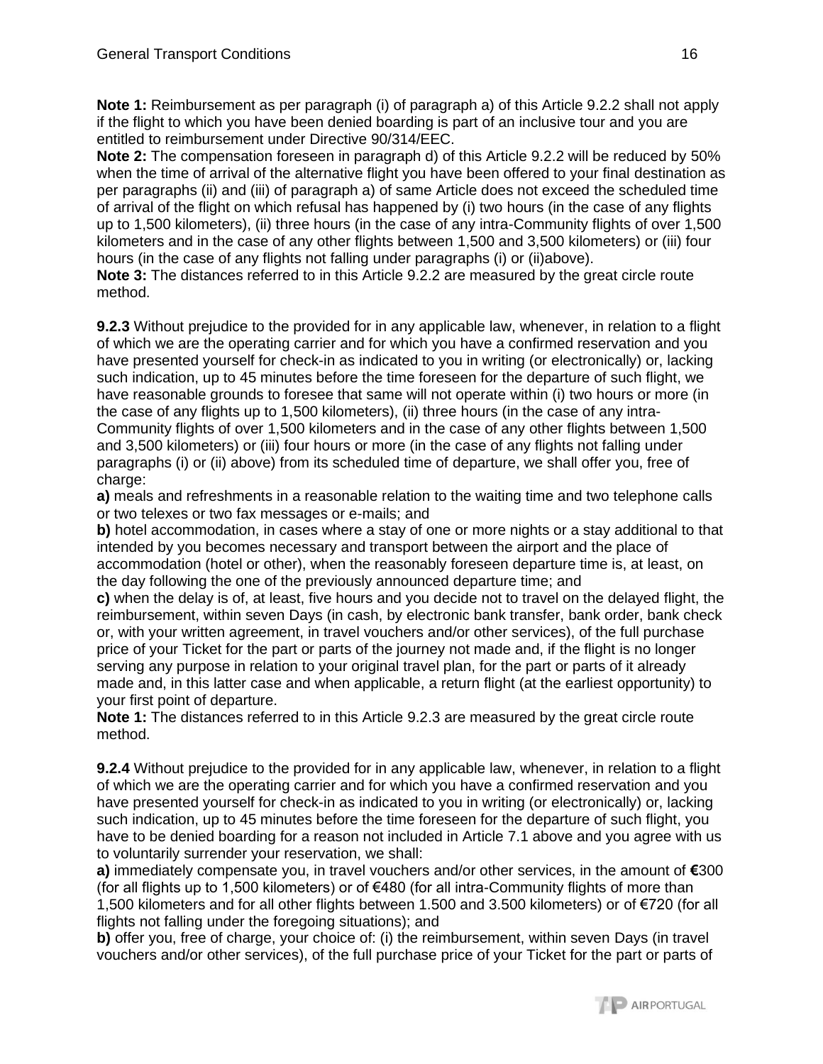**Note 1:** Reimbursement as per paragraph (i) of paragraph a) of this Article 9.2.2 shall not apply if the flight to which you have been denied boarding is part of an inclusive tour and you are entitled to reimbursement under Directive 90/314/EEC.
**Note 2:** The compensation foreseen in paragraph d) of this Article 9.2.2 will be reduced by 50% when the time of arrival of the alternative flight you have been offered to your final destination as per paragraphs (ii) and (iii) of paragraph a) of same Article does not exceed the scheduled time of arrival of the flight on which refusal has happened by (i) two hours (in the case of any flights up to 1,500 kilometers), (ii) three hours (in the case of any intra-Community flights of over 1,500 kilometers and in the case of any other flights between 1,500 and 3,500 kilometers) or (iii) four hours (in the case of any flights not falling under paragraphs (i) or (ii)above).
**Note 3:** The distances referred to in this Article 9.2.2 are measured by the great circle route method.

**9.2.3** Without prejudice to the provided for in any applicable law, whenever, in relation to a flight of which we are the operating carrier and for which you have a confirmed reservation and you have presented yourself for check-in as indicated to you in writing (or electronically) or, lacking such indication, up to 45 minutes before the time foreseen for the departure of such flight, we have reasonable grounds to foresee that same will not operate within (i) two hours or more (in the case of any flights up to 1,500 kilometers), (ii) three hours (in the case of any intra-Community flights of over 1,500 kilometers and in the case of any other flights between 1,500 and 3,500 kilometers) or (iii) four hours or more (in the case of any flights not falling under paragraphs (i) or (ii) above) from its scheduled time of departure, we shall offer you, free of charge:
**a)** meals and refreshments in a reasonable relation to the waiting time and two telephone calls or two telexes or two fax messages or e-mails; and
**b)** hotel accommodation, in cases where a stay of one or more nights or a stay additional to that intended by you becomes necessary and transport between the airport and the place of accommodation (hotel or other), when the reasonably foreseen departure time is, at least, on the day following the one of the previously announced departure time; and
**c)** when the delay is of, at least, five hours and you decide not to travel on the delayed flight, the reimbursement, within seven Days (in cash, by electronic bank transfer, bank order, bank check or, with your written agreement, in travel vouchers and/or other services), of the full purchase price of your Ticket for the part or parts of the journey not made and, if the flight is no longer serving any purpose in relation to your original travel plan, for the part or parts of it already made and, in this latter case and when applicable, a return flight (at the earliest opportunity) to your first point of departure.
**Note 1:** The distances referred to in this Article 9.2.3 are measured by the great circle route method.

**9.2.4** Without prejudice to the provided for in any applicable law, whenever, in relation to a flight of which we are the operating carrier and for which you have a confirmed reservation and you have presented yourself for check-in as indicated to you in writing (or electronically) or, lacking such indication, up to 45 minutes before the time foreseen for the departure of such flight, you have to be denied boarding for a reason not included in Article 7.1 above and you agree with us to voluntarily surrender your reservation, we shall:
**a)** immediately compensate you, in travel vouchers and/or other services, in the amount of **€**300 (for all flights up to 1,500 kilometers) or of €480 (for all intra-Community flights of more than 1,500 kilometers and for all other flights between 1.500 and 3.500 kilometers) or of €720 (for all flights not falling under the foregoing situations); and
**b)** offer you, free of charge, your choice of: (i) the reimbursement, within seven Days (in travel vouchers and/or other services), of the full purchase price of your Ticket for the part or parts of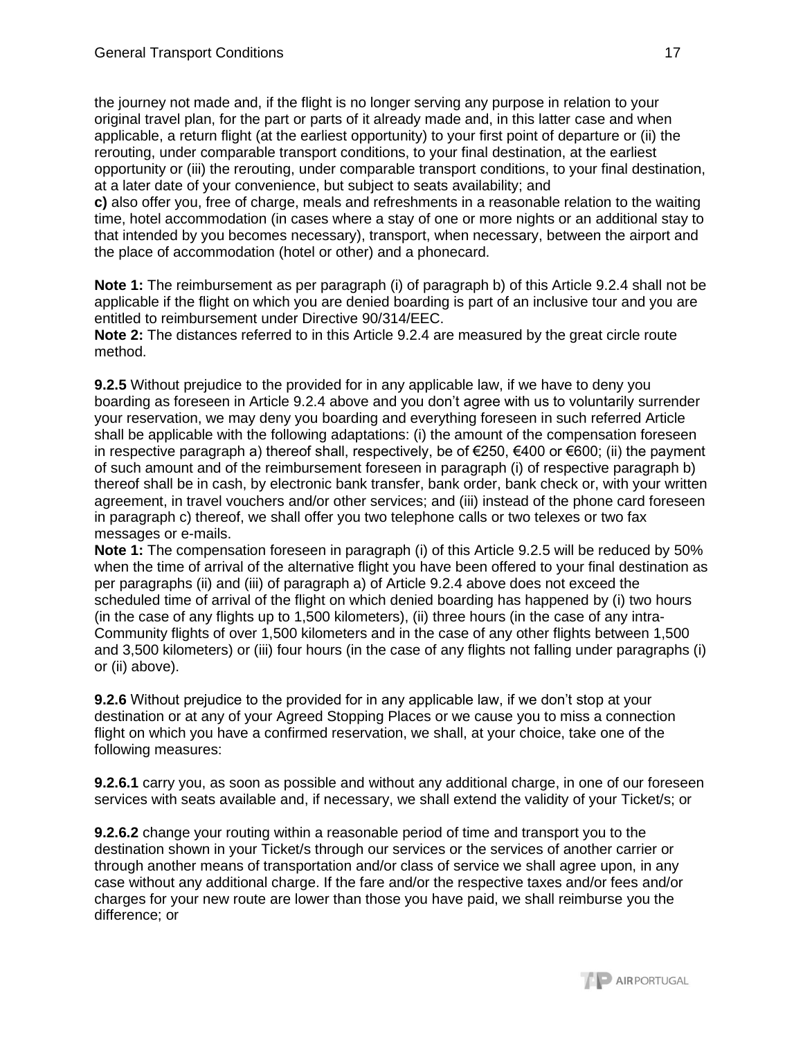the journey not made and, if the flight is no longer serving any purpose in relation to your original travel plan, for the part or parts of it already made and, in this latter case and when applicable, a return flight (at the earliest opportunity) to your first point of departure or (ii) the rerouting, under comparable transport conditions, to your final destination, at the earliest opportunity or (iii) the rerouting, under comparable transport conditions, to your final destination, at a later date of your convenience, but subject to seats availability; and
**c)** also offer you, free of charge, meals and refreshments in a reasonable relation to the waiting time, hotel accommodation (in cases where a stay of one or more nights or an additional stay to that intended by you becomes necessary), transport, when necessary, between the airport and the place of accommodation (hotel or other) and a phonecard.

**Note 1:** The reimbursement as per paragraph (i) of paragraph b) of this Article 9.2.4 shall not be applicable if the flight on which you are denied boarding is part of an inclusive tour and you are entitled to reimbursement under Directive 90/314/EEC.
**Note 2:** The distances referred to in this Article 9.2.4 are measured by the great circle route method.

**9.2.5** Without prejudice to the provided for in any applicable law, if we have to deny you boarding as foreseen in Article 9.2.4 above and you don't agree with us to voluntarily surrender your reservation, we may deny you boarding and everything foreseen in such referred Article shall be applicable with the following adaptations: (i) the amount of the compensation foreseen in respective paragraph a) thereof shall, respectively, be of €250, €400 or €600; (ii) the payment of such amount and of the reimbursement foreseen in paragraph (i) of respective paragraph b) thereof shall be in cash, by electronic bank transfer, bank order, bank check or, with your written agreement, in travel vouchers and/or other services; and (iii) instead of the phone card foreseen in paragraph c) thereof, we shall offer you two telephone calls or two telexes or two fax messages or e-mails.
**Note 1:** The compensation foreseen in paragraph (i) of this Article 9.2.5 will be reduced by 50% when the time of arrival of the alternative flight you have been offered to your final destination as per paragraphs (ii) and (iii) of paragraph a) of Article 9.2.4 above does not exceed the scheduled time of arrival of the flight on which denied boarding has happened by (i) two hours (in the case of any flights up to 1,500 kilometers), (ii) three hours (in the case of any intra-Community flights of over 1,500 kilometers and in the case of any other flights between 1,500 and 3,500 kilometers) or (iii) four hours (in the case of any flights not falling under paragraphs (i) or (ii) above).

**9.2.6** Without prejudice to the provided for in any applicable law, if we don't stop at your destination or at any of your Agreed Stopping Places or we cause you to miss a connection flight on which you have a confirmed reservation, we shall, at your choice, take one of the following measures:

**9.2.6.1** carry you, as soon as possible and without any additional charge, in one of our foreseen services with seats available and, if necessary, we shall extend the validity of your Ticket/s; or

**9.2.6.2** change your routing within a reasonable period of time and transport you to the destination shown in your Ticket/s through our services or the services of another carrier or through another means of transportation and/or class of service we shall agree upon, in any case without any additional charge. If the fare and/or the respective taxes and/or fees and/or charges for your new route are lower than those you have paid, we shall reimburse you the difference; or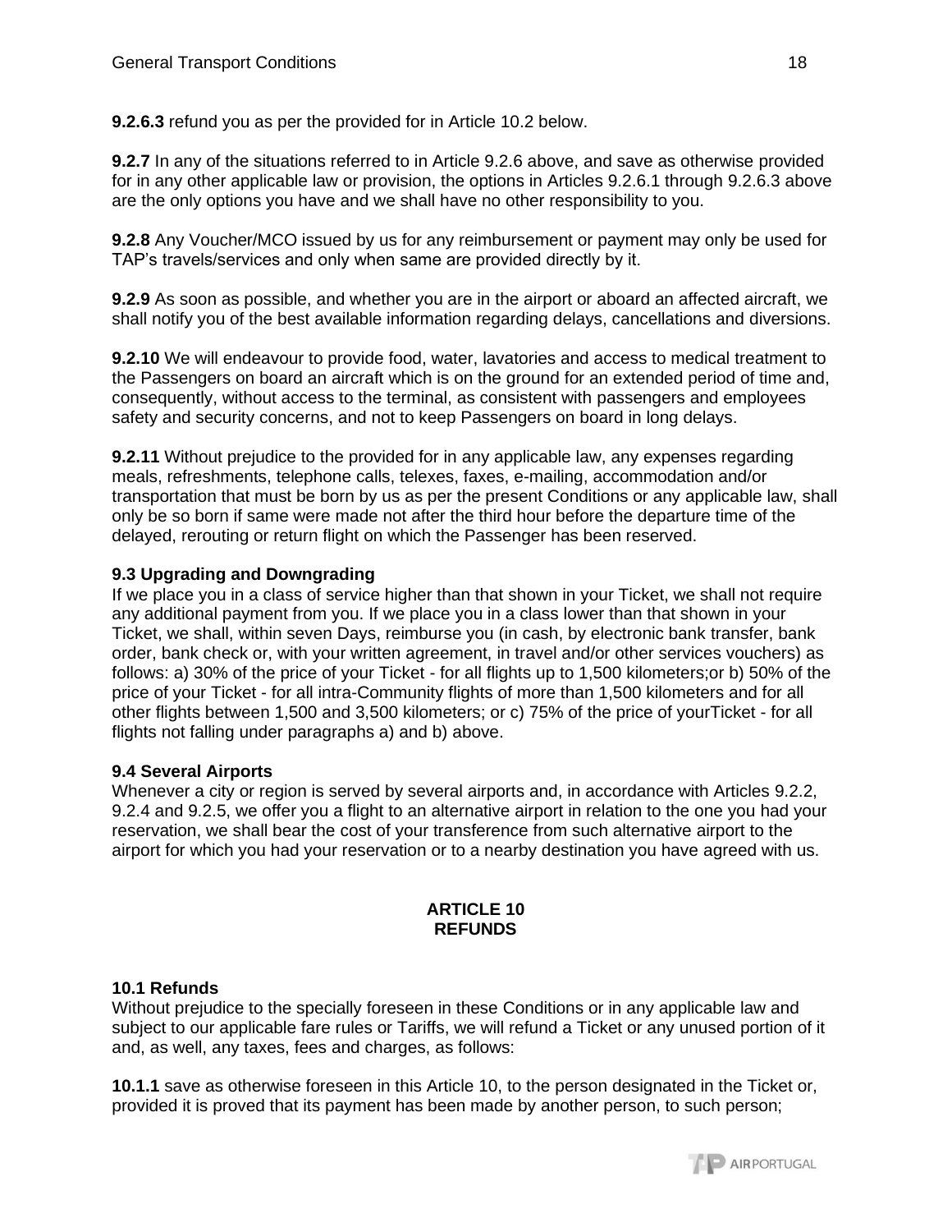**9.2.6.3** refund you as per the provided for in Article 10.2 below.

**9.2.7** In any of the situations referred to in Article 9.2.6 above, and save as otherwise provided for in any other applicable law or provision, the options in Articles 9.2.6.1 through 9.2.6.3 above are the only options you have and we shall have no other responsibility to you.

**9.2.8** Any Voucher/MCO issued by us for any reimbursement or payment may only be used for TAP's travels/services and only when same are provided directly by it.

**9.2.9** As soon as possible, and whether you are in the airport or aboard an affected aircraft, we shall notify you of the best available information regarding delays, cancellations and diversions.

**9.2.10** We will endeavour to provide food, water, lavatories and access to medical treatment to the Passengers on board an aircraft which is on the ground for an extended period of time and, consequently, without access to the terminal, as consistent with passengers and employees safety and security concerns, and not to keep Passengers on board in long delays.

**9.2.11** Without prejudice to the provided for in any applicable law, any expenses regarding meals, refreshments, telephone calls, telexes, faxes, e-mailing, accommodation and/or transportation that must be born by us as per the present Conditions or any applicable law, shall only be so born if same were made not after the third hour before the departure time of the delayed, rerouting or return flight on which the Passenger has been reserved.

**9.3 Upgrading and Downgrading**

If we place you in a class of service higher than that shown in your Ticket, we shall not require any additional payment from you. If we place you in a class lower than that shown in your Ticket, we shall, within seven Days, reimburse you (in cash, by electronic bank transfer, bank order, bank check or, with your written agreement, in travel and/or other services vouchers) as follows: a) 30% of the price of your Ticket - for all flights up to 1,500 kilometers;or b) 50% of the price of your Ticket - for all intra-Community flights of more than 1,500 kilometers and for all other flights between 1,500 and 3,500 kilometers; or c) 75% of the price of yourTicket - for all flights not falling under paragraphs a) and b) above.

**9.4 Several Airports**

Whenever a city or region is served by several airports and, in accordance with Articles 9.2.2, 9.2.4 and 9.2.5, we offer you a flight to an alternative airport in relation to the one you had your reservation, we shall bear the cost of your transference from such alternative airport to the airport for which you had your reservation or to a nearby destination you have agreed with us.

## ARTICLE 10
## REFUNDS

**10.1 Refunds**

Without prejudice to the specially foreseen in these Conditions or in any applicable law and subject to our applicable fare rules or Tariffs, we will refund a Ticket or any unused portion of it and, as well, any taxes, fees and charges, as follows:

**10.1.1** save as otherwise foreseen in this Article 10, to the person designated in the Ticket or, provided it is proved that its payment has been made by another person, to such person;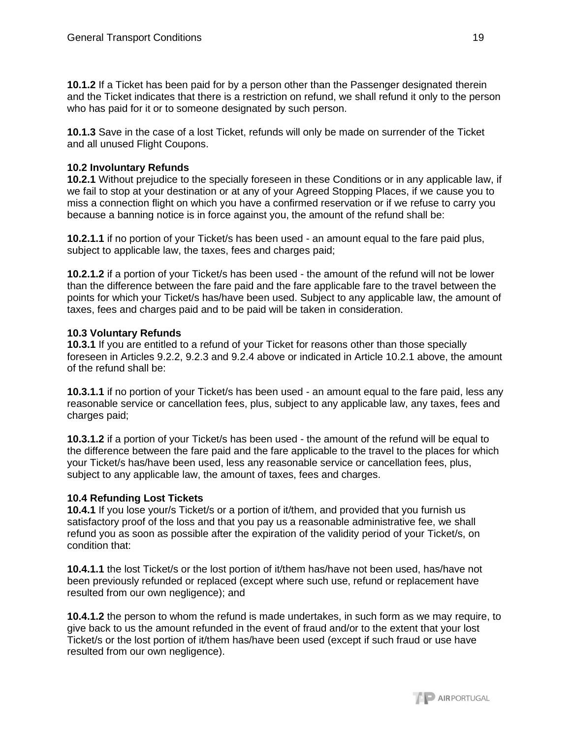**10.1.2** If a Ticket has been paid for by a person other than the Passenger designated therein and the Ticket indicates that there is a restriction on refund, we shall refund it only to the person who has paid for it or to someone designated by such person.

**10.1.3** Save in the case of a lost Ticket, refunds will only be made on surrender of the Ticket and all unused Flight Coupons.

**10.2 Involuntary Refunds**
**10.2.1** Without prejudice to the specially foreseen in these Conditions or in any applicable law, if we fail to stop at your destination or at any of your Agreed Stopping Places, if we cause you to miss a connection flight on which you have a confirmed reservation or if we refuse to carry you because a banning notice is in force against you, the amount of the refund shall be:

**10.2.1.1** if no portion of your Ticket/s has been used - an amount equal to the fare paid plus, subject to applicable law, the taxes, fees and charges paid;

**10.2.1.2** if a portion of your Ticket/s has been used - the amount of the refund will not be lower than the difference between the fare paid and the fare applicable fare to the travel between the points for which your Ticket/s has/have been used. Subject to any applicable law, the amount of taxes, fees and charges paid and to be paid will be taken in consideration.

**10.3 Voluntary Refunds**
**10.3.1** If you are entitled to a refund of your Ticket for reasons other than those specially foreseen in Articles 9.2.2, 9.2.3 and 9.2.4 above or indicated in Article 10.2.1 above, the amount of the refund shall be:

**10.3.1.1** if no portion of your Ticket/s has been used - an amount equal to the fare paid, less any reasonable service or cancellation fees, plus, subject to any applicable law, any taxes, fees and charges paid;

**10.3.1.2** if a portion of your Ticket/s has been used - the amount of the refund will be equal to the difference between the fare paid and the fare applicable to the travel to the places for which your Ticket/s has/have been used, less any reasonable service or cancellation fees, plus, subject to any applicable law, the amount of taxes, fees and charges.

**10.4 Refunding Lost Tickets**
**10.4.1** If you lose your/s Ticket/s or a portion of it/them, and provided that you furnish us satisfactory proof of the loss and that you pay us a reasonable administrative fee, we shall refund you as soon as possible after the expiration of the validity period of your Ticket/s, on condition that:

**10.4.1.1** the lost Ticket/s or the lost portion of it/them has/have not been used, has/have not been previously refunded or replaced (except where such use, refund or replacement have resulted from our own negligence); and

**10.4.1.2** the person to whom the refund is made undertakes, in such form as we may require, to give back to us the amount refunded in the event of fraud and/or to the extent that your lost Ticket/s or the lost portion of it/them has/have been used (except if such fraud or use have resulted from our own negligence).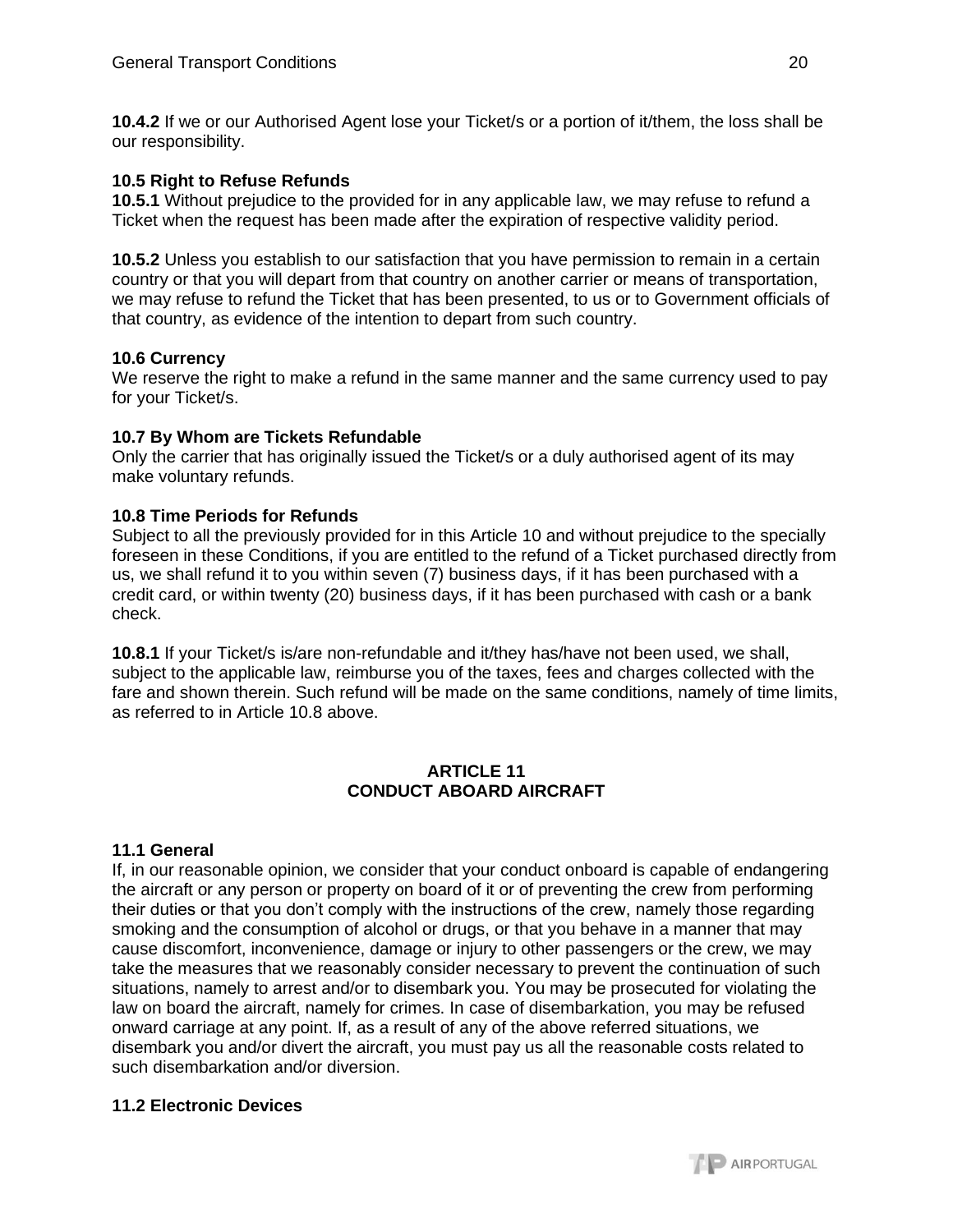**10.4.2** If we or our Authorised Agent lose your Ticket/s or a portion of it/them, the loss shall be our responsibility.

**10.5 Right to Refuse Refunds**
**10.5.1** Without prejudice to the provided for in any applicable law, we may refuse to refund a Ticket when the request has been made after the expiration of respective validity period.

**10.5.2** Unless you establish to our satisfaction that you have permission to remain in a certain country or that you will depart from that country on another carrier or means of transportation, we may refuse to refund the Ticket that has been presented, to us or to Government officials of that country, as evidence of the intention to depart from such country.

**10.6 Currency**
We reserve the right to make a refund in the same manner and the same currency used to pay for your Ticket/s.

**10.7 By Whom are Tickets Refundable**
Only the carrier that has originally issued the Ticket/s or a duly authorised agent of its may make voluntary refunds.

**10.8 Time Periods for Refunds**
Subject to all the previously provided for in this Article 10 and without prejudice to the specially foreseen in these Conditions, if you are entitled to the refund of a Ticket purchased directly from us, we shall refund it to you within seven (7) business days, if it has been purchased with a credit card, or within twenty (20) business days, if it has been purchased with cash or a bank check.

**10.8.1** If your Ticket/s is/are non-refundable and it/they has/have not been used, we shall, subject to the applicable law, reimburse you of the taxes, fees and charges collected with the fare and shown therein. Such refund will be made on the same conditions, namely of time limits, as referred to in Article 10.8 above.

## ARTICLE 11
## CONDUCT ABOARD AIRCRAFT

**11.1 General**
If, in our reasonable opinion, we consider that your conduct onboard is capable of endangering the aircraft or any person or property on board of it or of preventing the crew from performing their duties or that you don't comply with the instructions of the crew, namely those regarding smoking and the consumption of alcohol or drugs, or that you behave in a manner that may cause discomfort, inconvenience, damage or injury to other passengers or the crew, we may take the measures that we reasonably consider necessary to prevent the continuation of such situations, namely to arrest and/or to disembark you. You may be prosecuted for violating the law on board the aircraft, namely for crimes. In case of disembarkation, you may be refused onward carriage at any point. If, as a result of any of the above referred situations, we disembark you and/or divert the aircraft, you must pay us all the reasonable costs related to such disembarkation and/or diversion.

**11.2 Electronic Devices**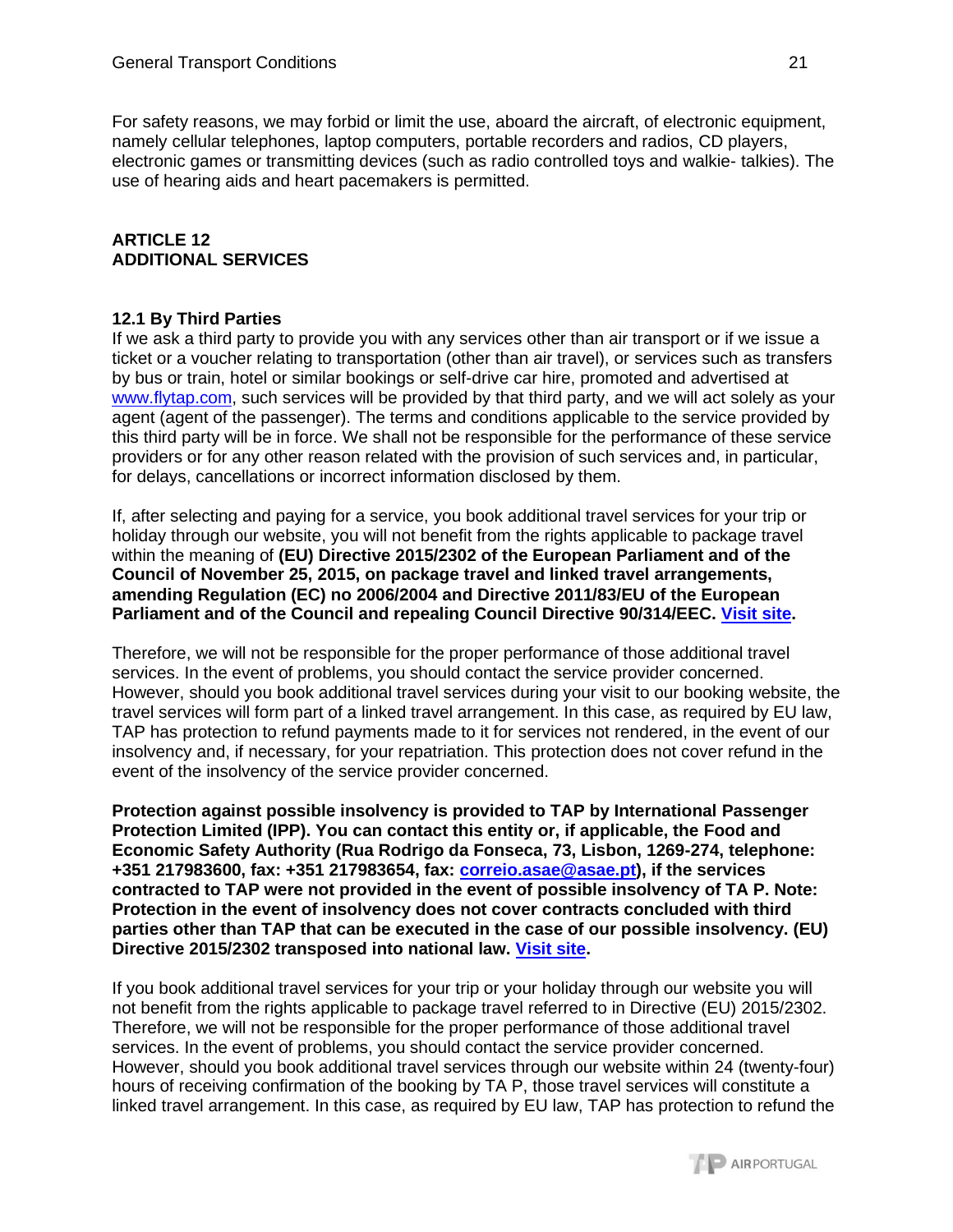For safety reasons, we may forbid or limit the use, aboard the aircraft, of electronic equipment, namely cellular telephones, laptop computers, portable recorders and radios, CD players, electronic games or transmitting devices (such as radio controlled toys and walkie- talkies). The use of hearing aids and heart pacemakers is permitted.

## ARTICLE 12
## ADDITIONAL SERVICES

### 12.1 By Third Parties

If we ask a third party to provide you with any services other than air transport or if we issue a ticket or a voucher relating to transportation (other than air travel), or services such as transfers by bus or train, hotel or similar bookings or self-drive car hire, promoted and advertised at www.flytap.com, such services will be provided by that third party, and we will act solely as your agent (agent of the passenger). The terms and conditions applicable to the service provided by this third party will be in force. We shall not be responsible for the performance of these service providers or for any other reason related with the provision of such services and, in particular, for delays, cancellations or incorrect information disclosed by them.

If, after selecting and paying for a service, you book additional travel services for your trip or holiday through our website, you will not benefit from the rights applicable to package travel within the meaning of **(EU) Directive 2015/2302 of the European Parliament and of the Council of November 25, 2015, on package travel and linked travel arrangements, amending Regulation (EC) no 2006/2004 and Directive 2011/83/EU of the European Parliament and of the Council and repealing Council Directive 90/314/EEC. Visit site.**

Therefore, we will not be responsible for the proper performance of those additional travel services. In the event of problems, you should contact the service provider concerned. However, should you book additional travel services during your visit to our booking website, the travel services will form part of a linked travel arrangement. In this case, as required by EU law, TAP has protection to refund payments made to it for services not rendered, in the event of our insolvency and, if necessary, for your repatriation. This protection does not cover refund in the event of the insolvency of the service provider concerned.

**Protection against possible insolvency is provided to TAP by International Passenger Protection Limited (IPP). You can contact this entity or, if applicable, the Food and Economic Safety Authority (Rua Rodrigo da Fonseca, 73, Lisbon, 1269-274, telephone: +351 217983600, fax: +351 217983654, fax: correio.asae@asae.pt), if the services contracted to TAP were not provided in the event of possible insolvency of TA P. Note: Protection in the event of insolvency does not cover contracts concluded with third parties other than TAP that can be executed in the case of our possible insolvency. (EU) Directive 2015/2302 transposed into national law. Visit site.**

If you book additional travel services for your trip or your holiday through our website you will not benefit from the rights applicable to package travel referred to in Directive (EU) 2015/2302. Therefore, we will not be responsible for the proper performance of those additional travel services. In the event of problems, you should contact the service provider concerned. However, should you book additional travel services through our website within 24 (twenty-four) hours of receiving confirmation of the booking by TA P, those travel services will constitute a linked travel arrangement. In this case, as required by EU law, TAP has protection to refund the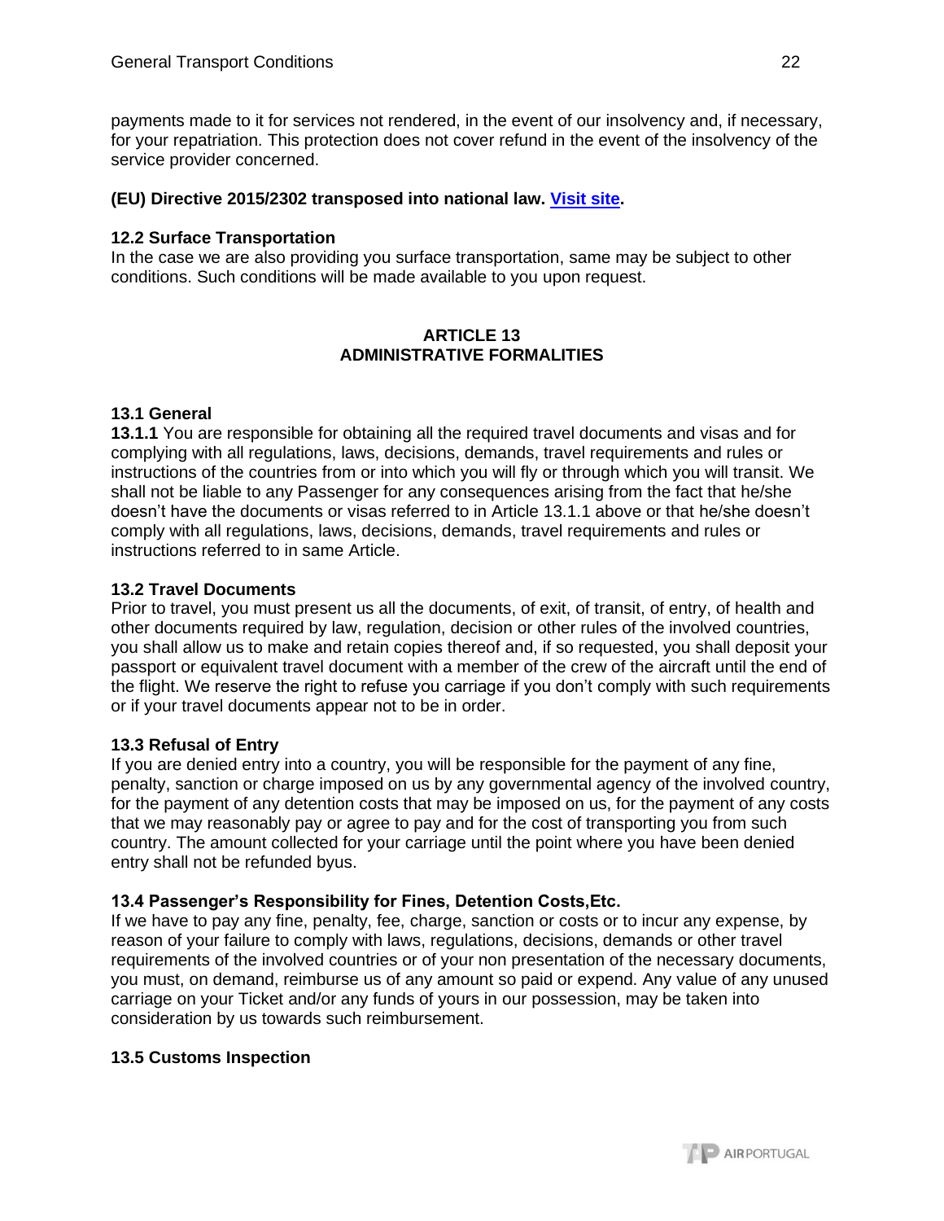payments made to it for services not rendered, in the event of our insolvency and, if necessary, for your repatriation. This protection does not cover refund in the event of the insolvency of the service provider concerned.

**(EU) Directive 2015/2302 transposed into national law. [Visit site](#).**

**12.2 Surface Transportation**

In the case we are also providing you surface transportation, same may be subject to other conditions. Such conditions will be made available to you upon request.

## ARTICLE 13
## ADMINISTRATIVE FORMALITIES

**13.1 General**

**13.1.1** You are responsible for obtaining all the required travel documents and visas and for complying with all regulations, laws, decisions, demands, travel requirements and rules or instructions of the countries from or into which you will fly or through which you will transit. We shall not be liable to any Passenger for any consequences arising from the fact that he/she doesn't have the documents or visas referred to in Article 13.1.1 above or that he/she doesn't comply with all regulations, laws, decisions, demands, travel requirements and rules or instructions referred to in same Article.

**13.2 Travel Documents**

Prior to travel, you must present us all the documents, of exit, of transit, of entry, of health and other documents required by law, regulation, decision or other rules of the involved countries, you shall allow us to make and retain copies thereof and, if so requested, you shall deposit your passport or equivalent travel document with a member of the crew of the aircraft until the end of the flight. We reserve the right to refuse you carriage if you don't comply with such requirements or if your travel documents appear not to be in order.

**13.3 Refusal of Entry**

If you are denied entry into a country, you will be responsible for the payment of any fine, penalty, sanction or charge imposed on us by any governmental agency of the involved country, for the payment of any detention costs that may be imposed on us, for the payment of any costs that we may reasonably pay or agree to pay and for the cost of transporting you from such country. The amount collected for your carriage until the point where you have been denied entry shall not be refunded byus.

**13.4 Passenger's Responsibility for Fines, Detention Costs,Etc.**

If we have to pay any fine, penalty, fee, charge, sanction or costs or to incur any expense, by reason of your failure to comply with laws, regulations, decisions, demands or other travel requirements of the involved countries or of your non presentation of the necessary documents, you must, on demand, reimburse us of any amount so paid or expend. Any value of any unused carriage on your Ticket and/or any funds of yours in our possession, may be taken into consideration by us towards such reimbursement.

**13.5 Customs Inspection**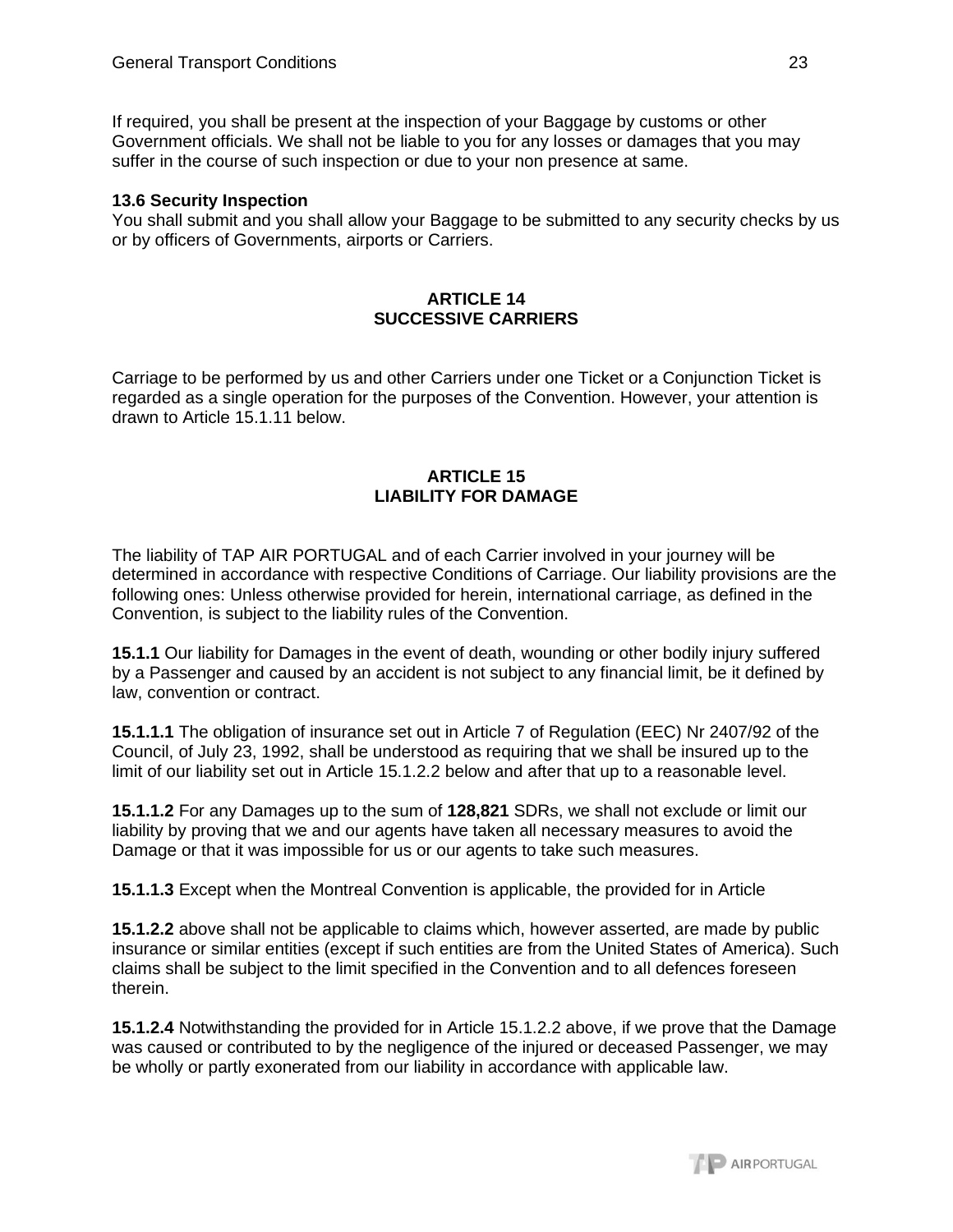If required, you shall be present at the inspection of your Baggage by customs or other Government officials. We shall not be liable to you for any losses or damages that you may suffer in the course of such inspection or due to your non presence at same.

**13.6 Security Inspection**
You shall submit and you shall allow your Baggage to be submitted to any security checks by us or by officers of Governments, airports or Carriers.

## ARTICLE 14
## SUCCESSIVE CARRIERS

Carriage to be performed by us and other Carriers under one Ticket or a Conjunction Ticket is regarded as a single operation for the purposes of the Convention. However, your attention is drawn to Article 15.1.11 below.

## ARTICLE 15
## LIABILITY FOR DAMAGE

The liability of TAP AIR PORTUGAL and of each Carrier involved in your journey will be determined in accordance with respective Conditions of Carriage. Our liability provisions are the following ones: Unless otherwise provided for herein, international carriage, as defined in the Convention, is subject to the liability rules of the Convention.

**15.1.1** Our liability for Damages in the event of death, wounding or other bodily injury suffered by a Passenger and caused by an accident is not subject to any financial limit, be it defined by law, convention or contract.

**15.1.1.1** The obligation of insurance set out in Article 7 of Regulation (EEC) Nr 2407/92 of the Council, of July 23, 1992, shall be understood as requiring that we shall be insured up to the limit of our liability set out in Article 15.1.2.2 below and after that up to a reasonable level.

**15.1.1.2** For any Damages up to the sum of **128,821** SDRs, we shall not exclude or limit our liability by proving that we and our agents have taken all necessary measures to avoid the Damage or that it was impossible for us or our agents to take such measures.

**15.1.1.3** Except when the Montreal Convention is applicable, the provided for in Article

**15.1.2.2** above shall not be applicable to claims which, however asserted, are made by public insurance or similar entities (except if such entities are from the United States of America). Such claims shall be subject to the limit specified in the Convention and to all defences foreseen therein.

**15.1.2.4** Notwithstanding the provided for in Article 15.1.2.2 above, if we prove that the Damage was caused or contributed to by the negligence of the injured or deceased Passenger, we may be wholly or partly exonerated from our liability in accordance with applicable law.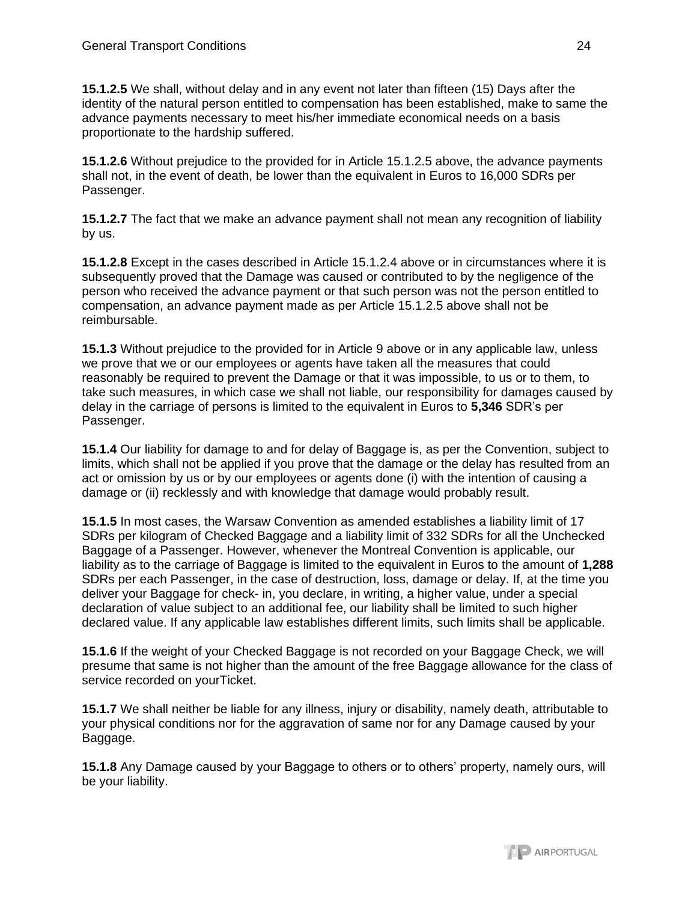**15.1.2.5** We shall, without delay and in any event not later than fifteen (15) Days after the identity of the natural person entitled to compensation has been established, make to same the advance payments necessary to meet his/her immediate economical needs on a basis proportionate to the hardship suffered.

**15.1.2.6** Without prejudice to the provided for in Article 15.1.2.5 above, the advance payments shall not, in the event of death, be lower than the equivalent in Euros to 16,000 SDRs per Passenger.

**15.1.2.7** The fact that we make an advance payment shall not mean any recognition of liability by us.

**15.1.2.8** Except in the cases described in Article 15.1.2.4 above or in circumstances where it is subsequently proved that the Damage was caused or contributed to by the negligence of the person who received the advance payment or that such person was not the person entitled to compensation, an advance payment made as per Article 15.1.2.5 above shall not be reimbursable.

**15.1.3** Without prejudice to the provided for in Article 9 above or in any applicable law, unless we prove that we or our employees or agents have taken all the measures that could reasonably be required to prevent the Damage or that it was impossible, to us or to them, to take such measures, in which case we shall not liable, our responsibility for damages caused by delay in the carriage of persons is limited to the equivalent in Euros to **5,346** SDR's per Passenger.

**15.1.4** Our liability for damage to and for delay of Baggage is, as per the Convention, subject to limits, which shall not be applied if you prove that the damage or the delay has resulted from an act or omission by us or by our employees or agents done (i) with the intention of causing a damage or (ii) recklessly and with knowledge that damage would probably result.

**15.1.5** In most cases, the Warsaw Convention as amended establishes a liability limit of 17 SDRs per kilogram of Checked Baggage and a liability limit of 332 SDRs for all the Unchecked Baggage of a Passenger. However, whenever the Montreal Convention is applicable, our liability as to the carriage of Baggage is limited to the equivalent in Euros to the amount of **1,288** SDRs per each Passenger, in the case of destruction, loss, damage or delay. If, at the time you deliver your Baggage for check- in, you declare, in writing, a higher value, under a special declaration of value subject to an additional fee, our liability shall be limited to such higher declared value. If any applicable law establishes different limits, such limits shall be applicable.

**15.1.6** If the weight of your Checked Baggage is not recorded on your Baggage Check, we will presume that same is not higher than the amount of the free Baggage allowance for the class of service recorded on yourTicket.

**15.1.7** We shall neither be liable for any illness, injury or disability, namely death, attributable to your physical conditions nor for the aggravation of same nor for any Damage caused by your Baggage.

**15.1.8** Any Damage caused by your Baggage to others or to others' property, namely ours, will be your liability.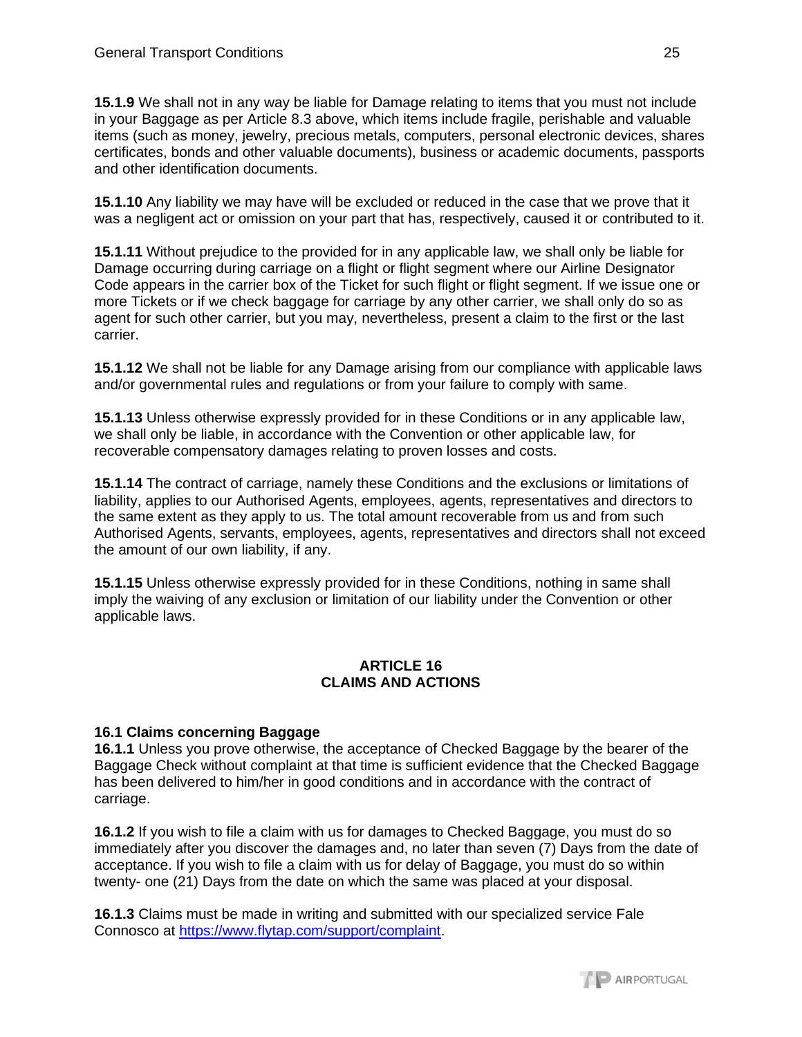**15.1.9** We shall not in any way be liable for Damage relating to items that you must not include in your Baggage as per Article 8.3 above, which items include fragile, perishable and valuable items (such as money, jewelry, precious metals, computers, personal electronic devices, shares certificates, bonds and other valuable documents), business or academic documents, passports and other identification documents.

**15.1.10** Any liability we may have will be excluded or reduced in the case that we prove that it was a negligent act or omission on your part that has, respectively, caused it or contributed to it.

**15.1.11** Without prejudice to the provided for in any applicable law, we shall only be liable for Damage occurring during carriage on a flight or flight segment where our Airline Designator Code appears in the carrier box of the Ticket for such flight or flight segment. If we issue one or more Tickets or if we check baggage for carriage by any other carrier, we shall only do so as agent for such other carrier, but you may, nevertheless, present a claim to the first or the last carrier.

**15.1.12** We shall not be liable for any Damage arising from our compliance with applicable laws and/or governmental rules and regulations or from your failure to comply with same.

**15.1.13** Unless otherwise expressly provided for in these Conditions or in any applicable law, we shall only be liable, in accordance with the Convention or other applicable law, for recoverable compensatory damages relating to proven losses and costs.

**15.1.14** The contract of carriage, namely these Conditions and the exclusions or limitations of liability, applies to our Authorised Agents, employees, agents, representatives and directors to the same extent as they apply to us. The total amount recoverable from us and from such Authorised Agents, servants, employees, agents, representatives and directors shall not exceed the amount of our own liability, if any.

**15.1.15** Unless otherwise expressly provided for in these Conditions, nothing in same shall imply the waiving of any exclusion or limitation of our liability under the Convention or other applicable laws.

## ARTICLE 16
## CLAIMS AND ACTIONS

### 16.1 Claims concerning Baggage

**16.1.1** Unless you prove otherwise, the acceptance of Checked Baggage by the bearer of the Baggage Check without complaint at that time is sufficient evidence that the Checked Baggage has been delivered to him/her in good conditions and in accordance with the contract of carriage.

**16.1.2** If you wish to file a claim with us for damages to Checked Baggage, you must do so immediately after you discover the damages and, no later than seven (7) Days from the date of acceptance. If you wish to file a claim with us for delay of Baggage, you must do so within twenty- one (21) Days from the date on which the same was placed at your disposal.

**16.1.3** Claims must be made in writing and submitted with our specialized service Fale Connosco at [https://www.flytap.com/support/complaint](https://www.flytap.com/support/complaint).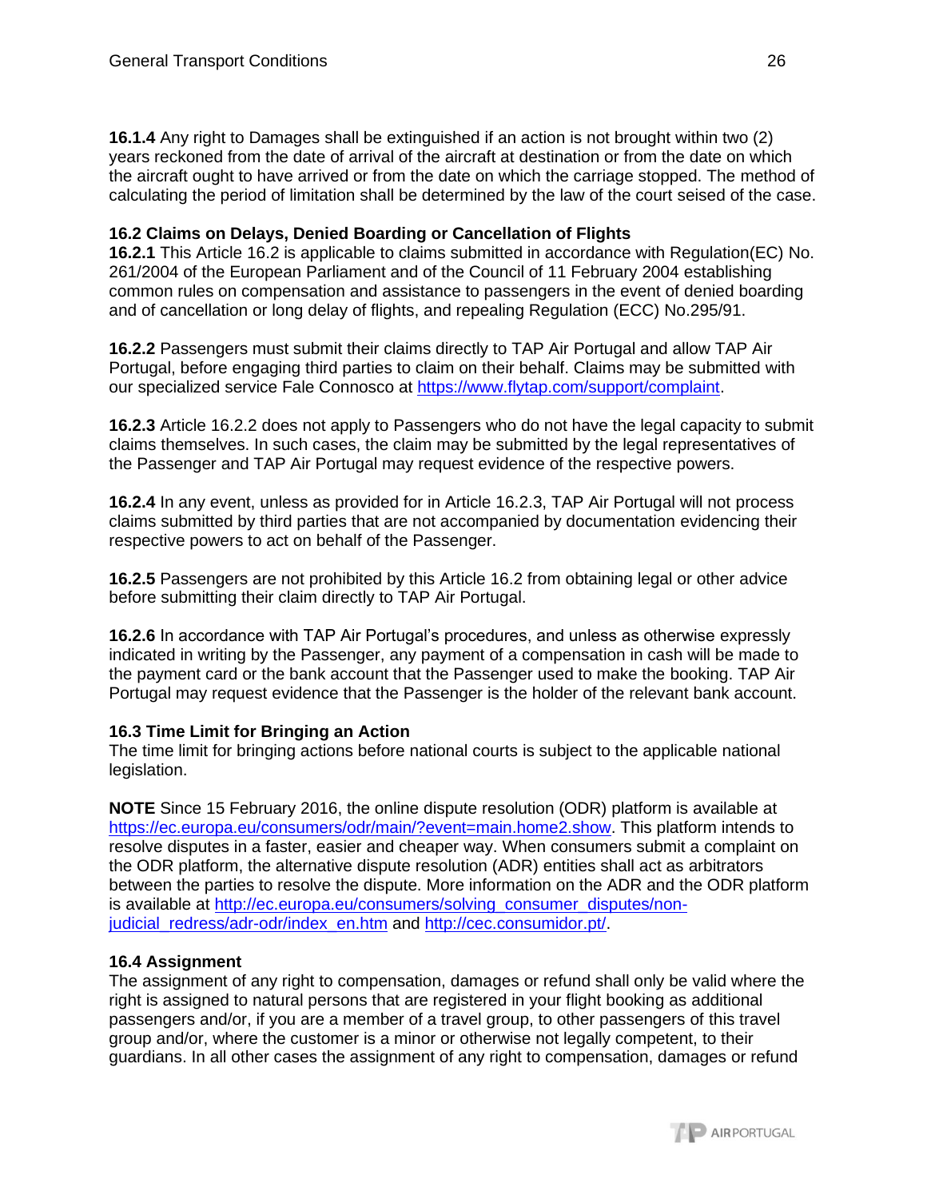**16.1.4** Any right to Damages shall be extinguished if an action is not brought within two (2) years reckoned from the date of arrival of the aircraft at destination or from the date on which the aircraft ought to have arrived or from the date on which the carriage stopped. The method of calculating the period of limitation shall be determined by the law of the court seised of the case.

**16.2 Claims on Delays, Denied Boarding or Cancellation of Flights**
**16.2.1** This Article 16.2 is applicable to claims submitted in accordance with Regulation(EC) No. 261/2004 of the European Parliament and of the Council of 11 February 2004 establishing common rules on compensation and assistance to passengers in the event of denied boarding and of cancellation or long delay of flights, and repealing Regulation (ECC) No.295/91.

**16.2.2** Passengers must submit their claims directly to TAP Air Portugal and allow TAP Air Portugal, before engaging third parties to claim on their behalf. Claims may be submitted with our specialized service Fale Connosco at https://www.flytap.com/support/complaint.

**16.2.3** Article 16.2.2 does not apply to Passengers who do not have the legal capacity to submit claims themselves. In such cases, the claim may be submitted by the legal representatives of the Passenger and TAP Air Portugal may request evidence of the respective powers.

**16.2.4** In any event, unless as provided for in Article 16.2.3, TAP Air Portugal will not process claims submitted by third parties that are not accompanied by documentation evidencing their respective powers to act on behalf of the Passenger.

**16.2.5** Passengers are not prohibited by this Article 16.2 from obtaining legal or other advice before submitting their claim directly to TAP Air Portugal.

**16.2.6** In accordance with TAP Air Portugal's procedures, and unless as otherwise expressly indicated in writing by the Passenger, any payment of a compensation in cash will be made to the payment card or the bank account that the Passenger used to make the booking. TAP Air Portugal may request evidence that the Passenger is the holder of the relevant bank account.

**16.3 Time Limit for Bringing an Action**
The time limit for bringing actions before national courts is subject to the applicable national legislation.

**NOTE** Since 15 February 2016, the online dispute resolution (ODR) platform is available at https://ec.europa.eu/consumers/odr/main/?event=main.home2.show. This platform intends to resolve disputes in a faster, easier and cheaper way. When consumers submit a complaint on the ODR platform, the alternative dispute resolution (ADR) entities shall act as arbitrators between the parties to resolve the dispute. More information on the ADR and the ODR platform is available at http://ec.europa.eu/consumers/solving_consumer_disputes/non-judicial_redress/adr-odr/index_en.htm and http://cec.consumidor.pt/.

**16.4 Assignment**
The assignment of any right to compensation, damages or refund shall only be valid where the right is assigned to natural persons that are registered in your flight booking as additional passengers and/or, if you are a member of a travel group, to other passengers of this travel group and/or, where the customer is a minor or otherwise not legally competent, to their guardians. In all other cases the assignment of any right to compensation, damages or refund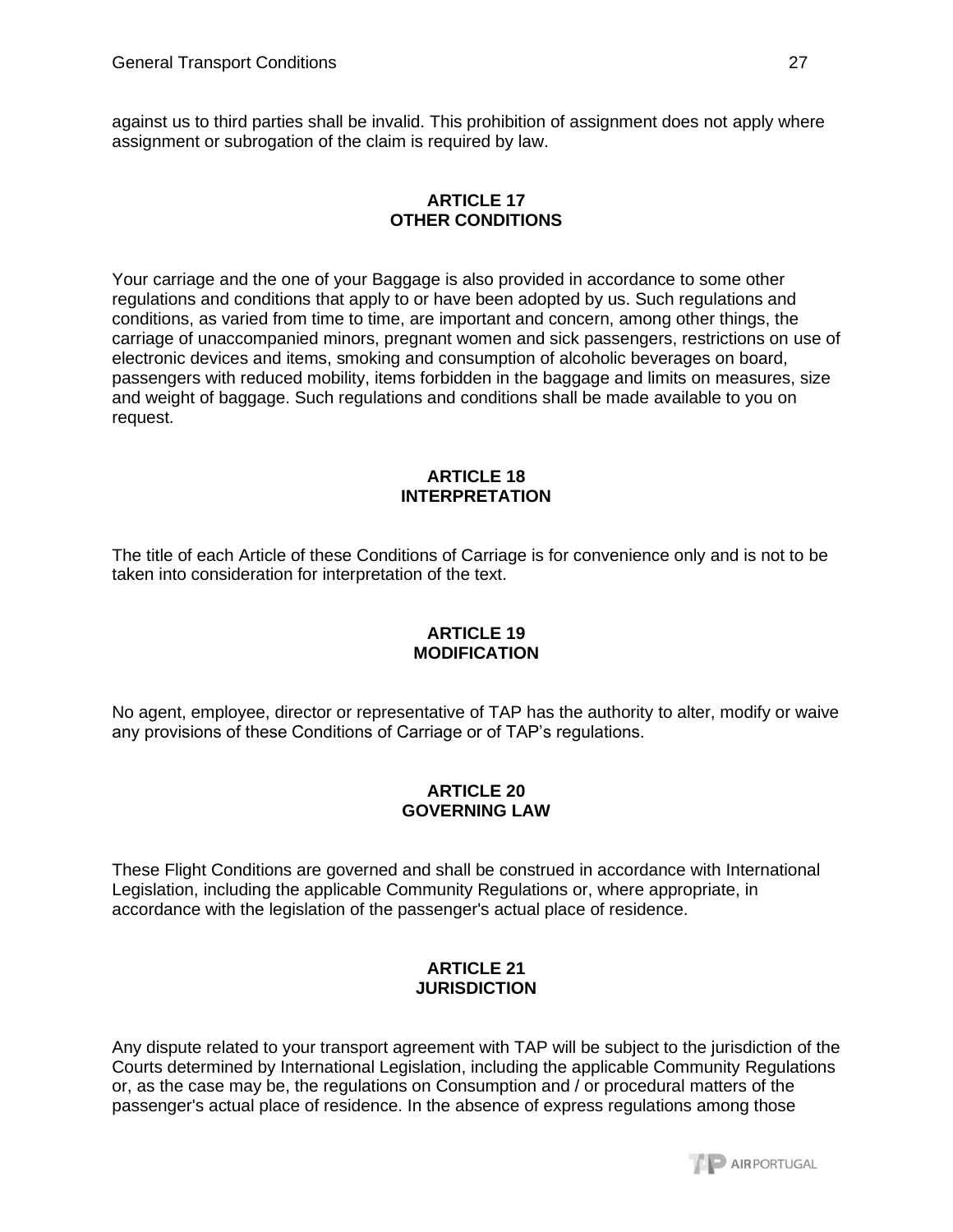against us to third parties shall be invalid. This prohibition of assignment does not apply where assignment or subrogation of the claim is required by law.

## ARTICLE 17
## OTHER CONDITIONS

Your carriage and the one of your Baggage is also provided in accordance to some other regulations and conditions that apply to or have been adopted by us. Such regulations and conditions, as varied from time to time, are important and concern, among other things, the carriage of unaccompanied minors, pregnant women and sick passengers, restrictions on use of electronic devices and items, smoking and consumption of alcoholic beverages on board, passengers with reduced mobility, items forbidden in the baggage and limits on measures, size and weight of baggage. Such regulations and conditions shall be made available to you on request.

## ARTICLE 18
## INTERPRETATION

The title of each Article of these Conditions of Carriage is for convenience only and is not to be taken into consideration for interpretation of the text.

## ARTICLE 19
## MODIFICATION

No agent, employee, director or representative of TAP has the authority to alter, modify or waive any provisions of these Conditions of Carriage or of TAP's regulations.

## ARTICLE 20
## GOVERNING LAW

These Flight Conditions are governed and shall be construed in accordance with International Legislation, including the applicable Community Regulations or, where appropriate, in accordance with the legislation of the passenger's actual place of residence.

## ARTICLE 21
## JURISDICTION

Any dispute related to your transport agreement with TAP will be subject to the jurisdiction of the Courts determined by International Legislation, including the applicable Community Regulations or, as the case may be, the regulations on Consumption and / or procedural matters of the passenger's actual place of residence. In the absence of express regulations among those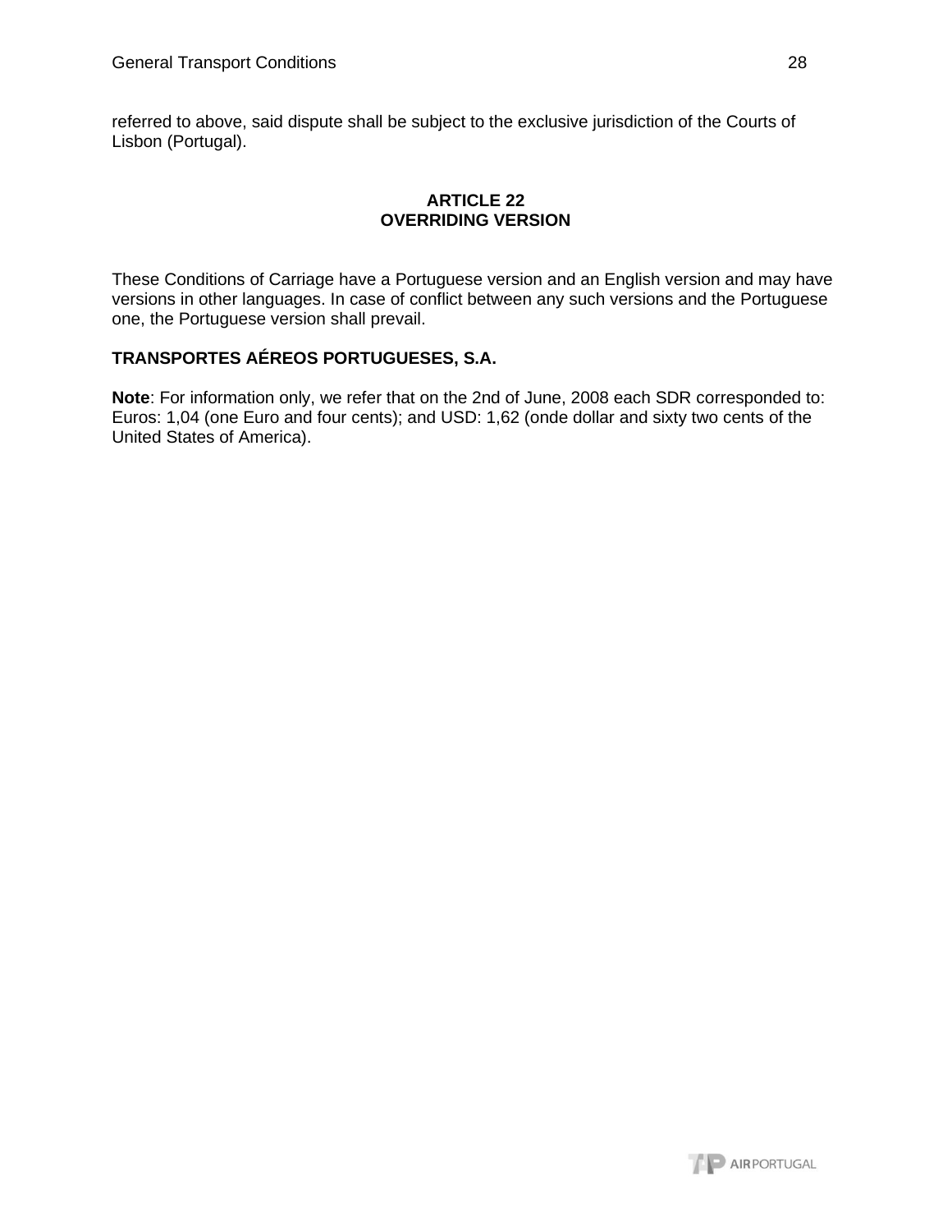referred to above, said dispute shall be subject to the exclusive jurisdiction of the Courts of Lisbon (Portugal).

## ARTICLE 22
## OVERRIDING VERSION

These Conditions of Carriage have a Portuguese version and an English version and may have versions in other languages. In case of conflict between any such versions and the Portuguese one, the Portuguese version shall prevail.

**TRANSPORTES AÉREOS PORTUGUESES, S.A.**

**Note**: For information only, we refer that on the 2nd of June, 2008 each SDR corresponded to: Euros: 1,04 (one Euro and four cents); and USD: 1,62 (onde dollar and sixty two cents of the United States of America).